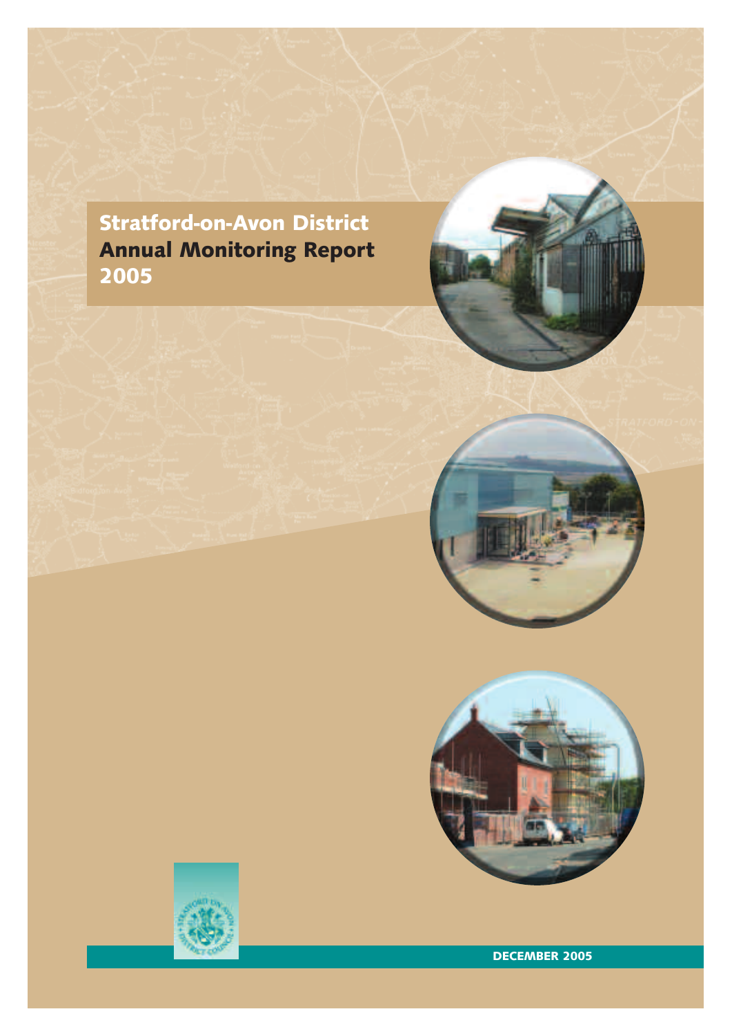# Stratford-on-Avon District Annual Monitoring Report 2005

DECEMBER 2005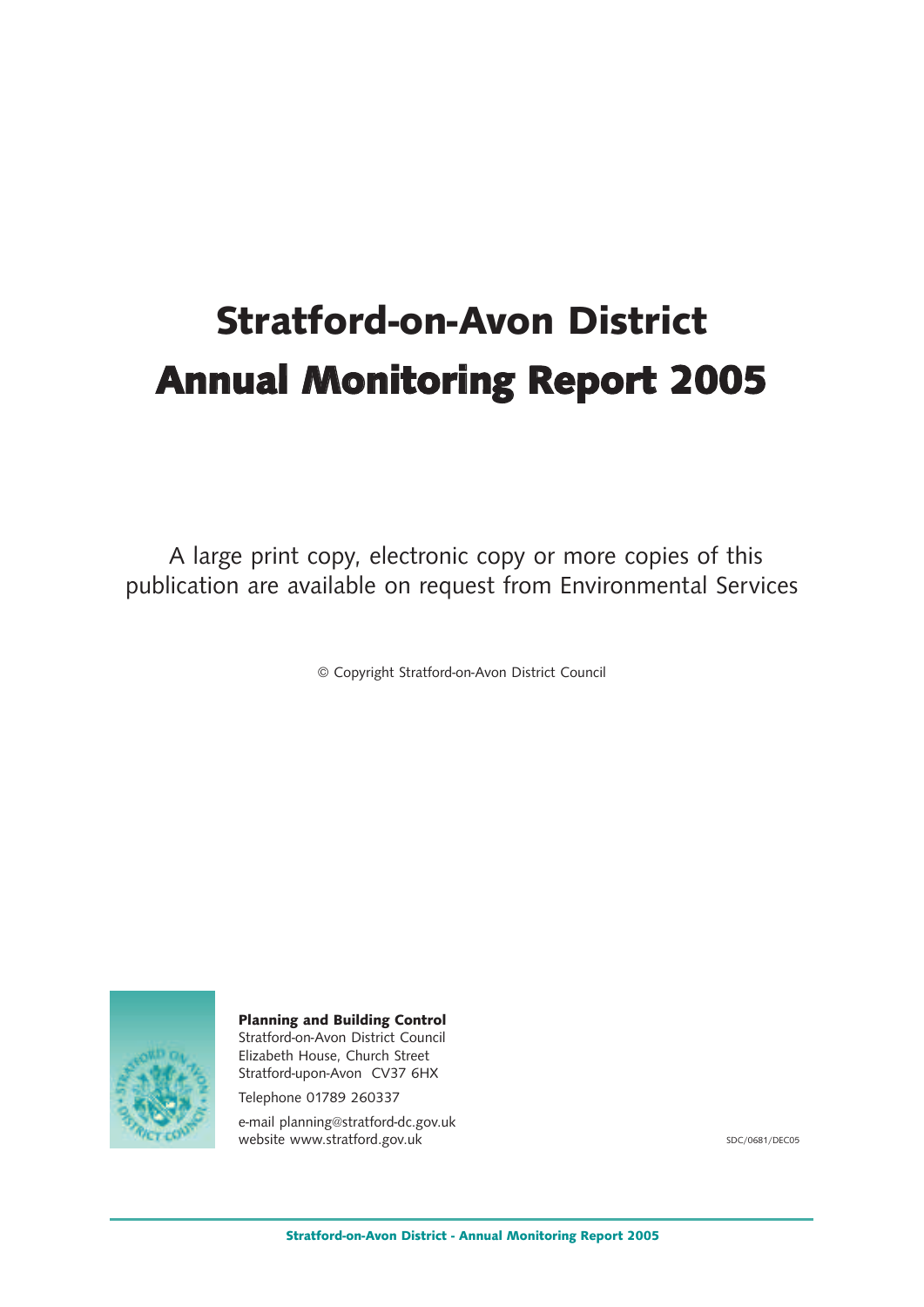# Stratford-on-Avon District
# Annual Monitoring Report 2005

A large print copy, electronic copy or more copies of this publication are available on request from Environmental Services

© Copyright Stratford-on-Avon District Council

**Planning and Building Control**
Stratford-on-Avon District Council
Elizabeth House, Church Street
Stratford-upon-Avon CV37 6HX

Telephone 01789 260337

e-mail planning@stratford-dc.gov.uk
website www.stratford.gov.uk

SDC/0681/DEC05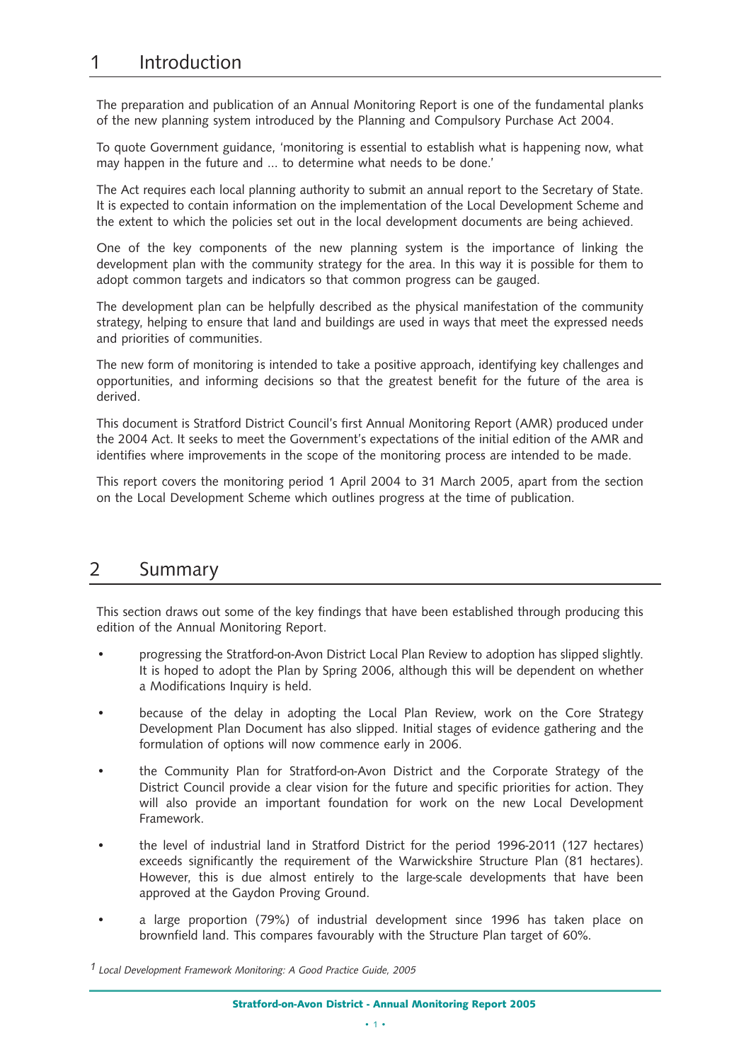# 1 Introduction

The preparation and publication of an Annual Monitoring Report is one of the fundamental planks of the new planning system introduced by the Planning and Compulsory Purchase Act 2004.

To quote Government guidance, 'monitoring is essential to establish what is happening now, what may happen in the future and ... to determine what needs to be done.'

The Act requires each local planning authority to submit an annual report to the Secretary of State. It is expected to contain information on the implementation of the Local Development Scheme and the extent to which the policies set out in the local development documents are being achieved.

One of the key components of the new planning system is the importance of linking the development plan with the community strategy for the area. In this way it is possible for them to adopt common targets and indicators so that common progress can be gauged.

The development plan can be helpfully described as the physical manifestation of the community strategy, helping to ensure that land and buildings are used in ways that meet the expressed needs and priorities of communities.

The new form of monitoring is intended to take a positive approach, identifying key challenges and opportunities, and informing decisions so that the greatest benefit for the future of the area is derived.

This document is Stratford District Council's first Annual Monitoring Report (AMR) produced under the 2004 Act. It seeks to meet the Government's expectations of the initial edition of the AMR and identifies where improvements in the scope of the monitoring process are intended to be made.

This report covers the monitoring period 1 April 2004 to 31 March 2005, apart from the section on the Local Development Scheme which outlines progress at the time of publication.

# 2 Summary

This section draws out some of the key findings that have been established through producing this edition of the Annual Monitoring Report.

- progressing the Stratford-on-Avon District Local Plan Review to adoption has slipped slightly. It is hoped to adopt the Plan by Spring 2006, although this will be dependent on whether a Modifications Inquiry is held.
- because of the delay in adopting the Local Plan Review, work on the Core Strategy Development Plan Document has also slipped. Initial stages of evidence gathering and the formulation of options will now commence early in 2006.
- the Community Plan for Stratford-on-Avon District and the Corporate Strategy of the District Council provide a clear vision for the future and specific priorities for action. They will also provide an important foundation for work on the new Local Development Framework.
- the level of industrial land in Stratford District for the period 1996-2011 (127 hectares) exceeds significantly the requirement of the Warwickshire Structure Plan (81 hectares). However, this is due almost entirely to the large-scale developments that have been approved at the Gaydon Proving Ground.
- a large proportion (79%) of industrial development since 1996 has taken place on brownfield land. This compares favourably with the Structure Plan target of 60%.

[1] *Local Development Framework Monitoring: A Good Practice Guide, 2005*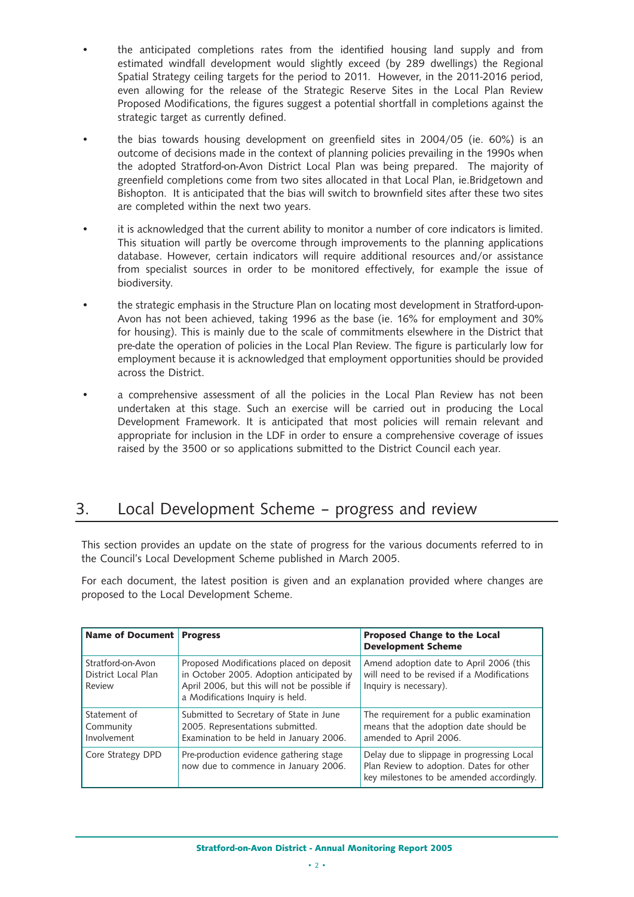- the anticipated completions rates from the identified housing land supply and from estimated windfall development would slightly exceed (by 289 dwellings) the Regional Spatial Strategy ceiling targets for the period to 2011. However, in the 2011-2016 period, even allowing for the release of the Strategic Reserve Sites in the Local Plan Review Proposed Modifications, the figures suggest a potential shortfall in completions against the strategic target as currently defined.

- the bias towards housing development on greenfield sites in 2004/05 (ie. 60%) is an outcome of decisions made in the context of planning policies prevailing in the 1990s when the adopted Stratford-on-Avon District Local Plan was being prepared. The majority of greenfield completions come from two sites allocated in that Local Plan, ie.Bridgetown and Bishopton. It is anticipated that the bias will switch to brownfield sites after these two sites are completed within the next two years.

- it is acknowledged that the current ability to monitor a number of core indicators is limited. This situation will partly be overcome through improvements to the planning applications database. However, certain indicators will require additional resources and/or assistance from specialist sources in order to be monitored effectively, for example the issue of biodiversity.

- the strategic emphasis in the Structure Plan on locating most development in Stratford-upon-Avon has not been achieved, taking 1996 as the base (ie. 16% for employment and 30% for housing). This is mainly due to the scale of commitments elsewhere in the District that pre-date the operation of policies in the Local Plan Review. The figure is particularly low for employment because it is acknowledged that employment opportunities should be provided across the District.

- a comprehensive assessment of all the policies in the Local Plan Review has not been undertaken at this stage. Such an exercise will be carried out in producing the Local Development Framework. It is anticipated that most policies will remain relevant and appropriate for inclusion in the LDF in order to ensure a comprehensive coverage of issues raised by the 3500 or so applications submitted to the District Council each year.

## 3. Local Development Scheme – progress and review

This section provides an update on the state of progress for the various documents referred to in the Council's Local Development Scheme published in March 2005.

For each document, the latest position is given and an explanation provided where changes are proposed to the Local Development Scheme.

| Name of Document | Progress | Proposed Change to the Local Development Scheme |
|---|---|---|
| Stratford-on-Avon District Local Plan Review | Proposed Modifications placed on deposit in October 2005. Adoption anticipated by April 2006, but this will not be possible if a Modifications Inquiry is held. | Amend adoption date to April 2006 (this will need to be revised if a Modifications Inquiry is necessary). |
| Statement of Community Involvement | Submitted to Secretary of State in June 2005. Representations submitted. Examination to be held in January 2006. | The requirement for a public examination means that the adoption date should be amended to April 2006. |
| Core Strategy DPD | Pre-production evidence gathering stage now due to commence in January 2006. | Delay due to slippage in progressing Local Plan Review to adoption. Dates for other key milestones to be amended accordingly. |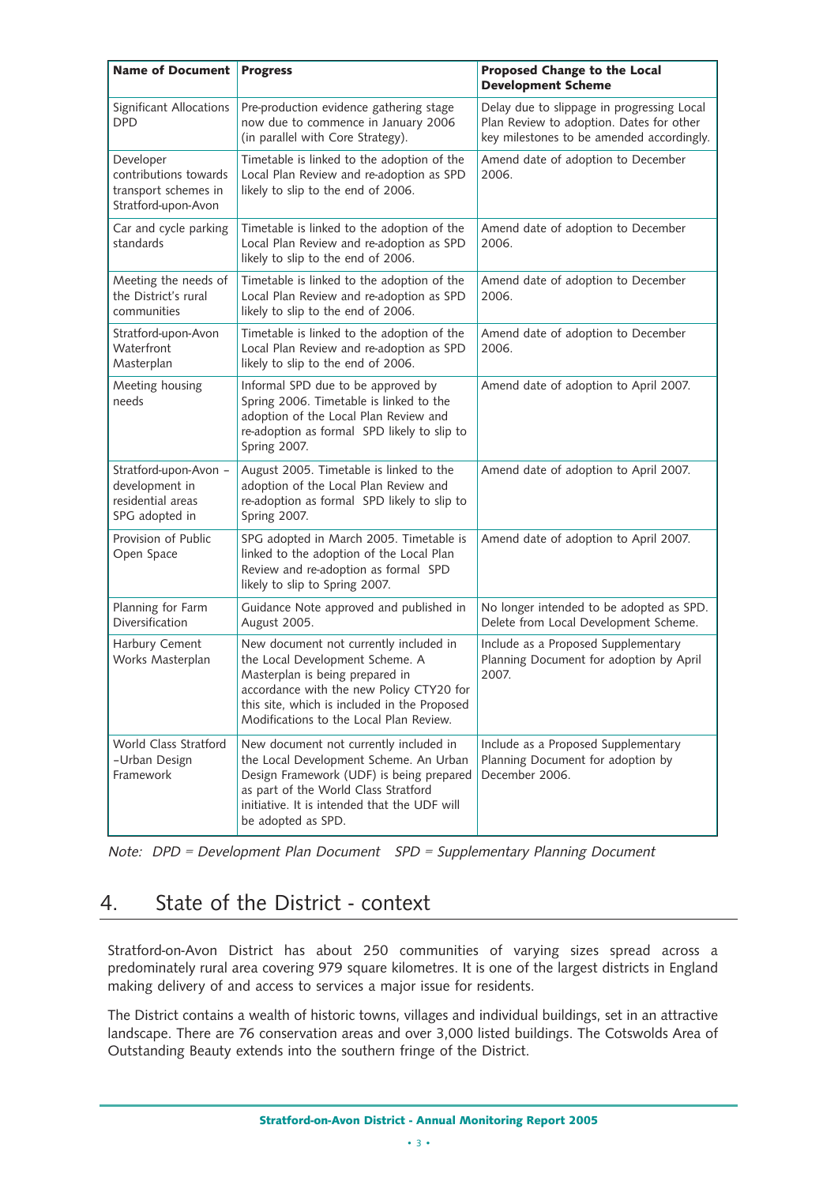| Name of Document | Progress | Proposed Change to the Local Development Scheme |
|---|---|---|
| Significant Allocations DPD | Pre-production evidence gathering stage now due to commence in January 2006 (in parallel with Core Strategy). | Delay due to slippage in progressing Local Plan Review to adoption. Dates for other key milestones to be amended accordingly. |
| Developer contributions towards transport schemes in Stratford-upon-Avon | Timetable is linked to the adoption of the Local Plan Review and re-adoption as SPD likely to slip to the end of 2006. | Amend date of adoption to December 2006. |
| Car and cycle parking standards | Timetable is linked to the adoption of the Local Plan Review and re-adoption as SPD likely to slip to the end of 2006. | Amend date of adoption to December 2006. |
| Meeting the needs of the District's rural communities | Timetable is linked to the adoption of the Local Plan Review and re-adoption as SPD likely to slip to the end of 2006. | Amend date of adoption to December 2006. |
| Stratford-upon-Avon Waterfront Masterplan | Timetable is linked to the adoption of the Local Plan Review and re-adoption as SPD likely to slip to the end of 2006. | Amend date of adoption to December 2006. |
| Meeting housing needs | Informal SPD due to be approved by Spring 2006. Timetable is linked to the adoption of the Local Plan Review and re-adoption as formal SPD likely to slip to Spring 2007. | Amend date of adoption to April 2007. |
| Stratford-upon-Avon – development in residential areas SPG adopted in | August 2005. Timetable is linked to the adoption of the Local Plan Review and re-adoption as formal SPD likely to slip to Spring 2007. | Amend date of adoption to April 2007. |
| Provision of Public Open Space | SPG adopted in March 2005. Timetable is linked to the adoption of the Local Plan Review and re-adoption as formal SPD likely to slip to Spring 2007. | Amend date of adoption to April 2007. |
| Planning for Farm Diversification | Guidance Note approved and published in August 2005. | No longer intended to be adopted as SPD. Delete from Local Development Scheme. |
| Harbury Cement Works Masterplan | New document not currently included in the Local Development Scheme. A Masterplan is being prepared in accordance with the new Policy CTY20 for this site, which is included in the Proposed Modifications to the Local Plan Review. | Include as a Proposed Supplementary Planning Document for adoption by April 2007. |
| World Class Stratford –Urban Design Framework | New document not currently included in the Local Development Scheme. An Urban Design Framework (UDF) is being prepared as part of the World Class Stratford initiative. It is intended that the UDF will be adopted as SPD. | Include as a Proposed Supplementary Planning Document for adoption by December 2006. |

*Note: DPD = Development Plan Document SPD = Supplementary Planning Document*

# 4. State of the District - context

Stratford-on-Avon District has about 250 communities of varying sizes spread across a predominately rural area covering 979 square kilometres. It is one of the largest districts in England making delivery of and access to services a major issue for residents.

The District contains a wealth of historic towns, villages and individual buildings, set in an attractive landscape. There are 76 conservation areas and over 3,000 listed buildings. The Cotswolds Area of Outstanding Beauty extends into the southern fringe of the District.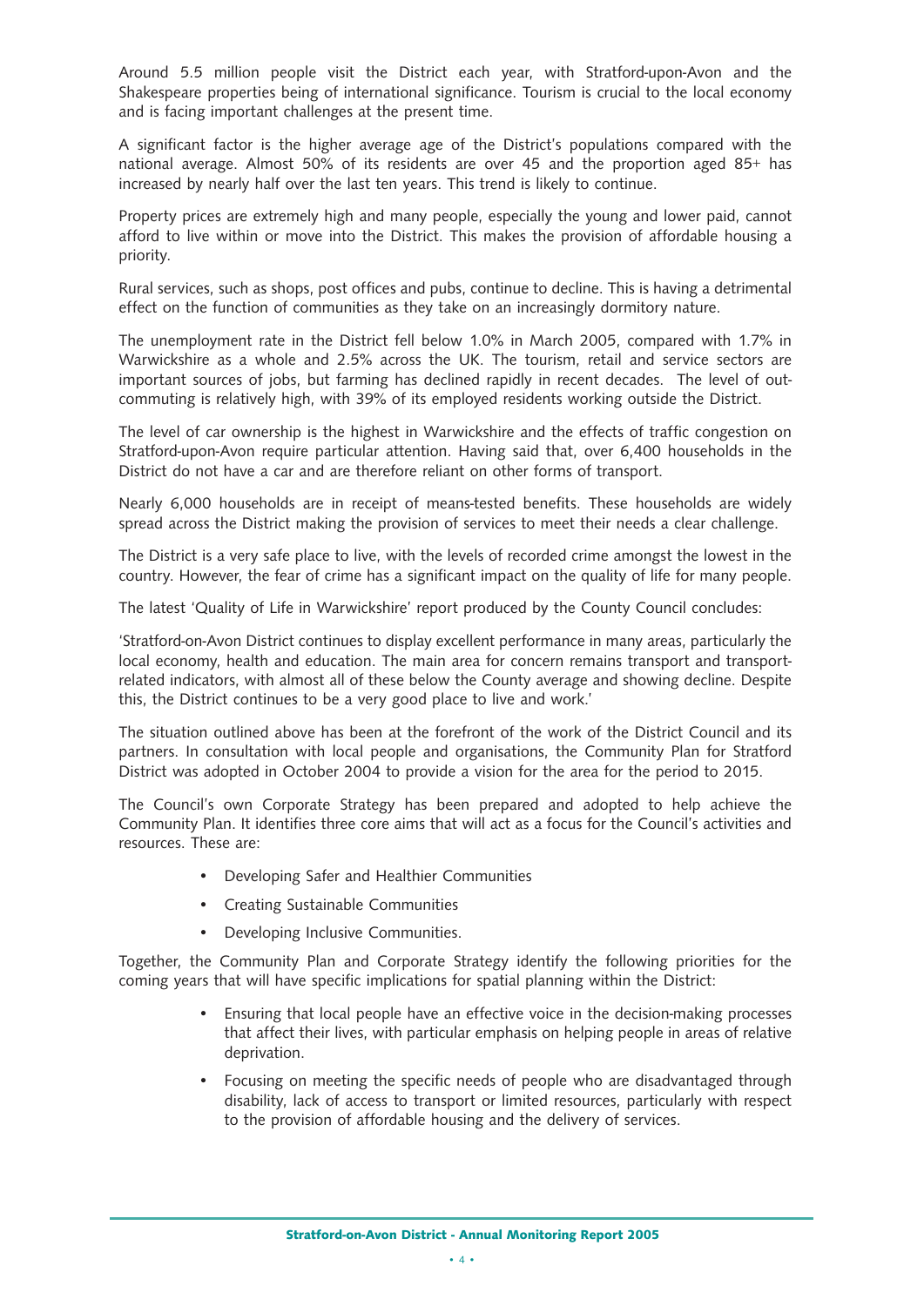Around 5.5 million people visit the District each year, with Stratford-upon-Avon and the Shakespeare properties being of international significance. Tourism is crucial to the local economy and is facing important challenges at the present time.

A significant factor is the higher average age of the District's populations compared with the national average. Almost 50% of its residents are over 45 and the proportion aged 85+ has increased by nearly half over the last ten years. This trend is likely to continue.

Property prices are extremely high and many people, especially the young and lower paid, cannot afford to live within or move into the District. This makes the provision of affordable housing a priority.

Rural services, such as shops, post offices and pubs, continue to decline. This is having a detrimental effect on the function of communities as they take on an increasingly dormitory nature.

The unemployment rate in the District fell below 1.0% in March 2005, compared with 1.7% in Warwickshire as a whole and 2.5% across the UK. The tourism, retail and service sectors are important sources of jobs, but farming has declined rapidly in recent decades. The level of out-commuting is relatively high, with 39% of its employed residents working outside the District.

The level of car ownership is the highest in Warwickshire and the effects of traffic congestion on Stratford-upon-Avon require particular attention. Having said that, over 6,400 households in the District do not have a car and are therefore reliant on other forms of transport.

Nearly 6,000 households are in receipt of means-tested benefits. These households are widely spread across the District making the provision of services to meet their needs a clear challenge.

The District is a very safe place to live, with the levels of recorded crime amongst the lowest in the country. However, the fear of crime has a significant impact on the quality of life for many people.

The latest 'Quality of Life in Warwickshire' report produced by the County Council concludes:

'Stratford-on-Avon District continues to display excellent performance in many areas, particularly the local economy, health and education. The main area for concern remains transport and transport-related indicators, with almost all of these below the County average and showing decline. Despite this, the District continues to be a very good place to live and work.'

The situation outlined above has been at the forefront of the work of the District Council and its partners. In consultation with local people and organisations, the Community Plan for Stratford District was adopted in October 2004 to provide a vision for the area for the period to 2015.

The Council's own Corporate Strategy has been prepared and adopted to help achieve the Community Plan. It identifies three core aims that will act as a focus for the Council's activities and resources. These are:

- Developing Safer and Healthier Communities
- Creating Sustainable Communities
- Developing Inclusive Communities.

Together, the Community Plan and Corporate Strategy identify the following priorities for the coming years that will have specific implications for spatial planning within the District:

- Ensuring that local people have an effective voice in the decision-making processes that affect their lives, with particular emphasis on helping people in areas of relative deprivation.
- Focusing on meeting the specific needs of people who are disadvantaged through disability, lack of access to transport or limited resources, particularly with respect to the provision of affordable housing and the delivery of services.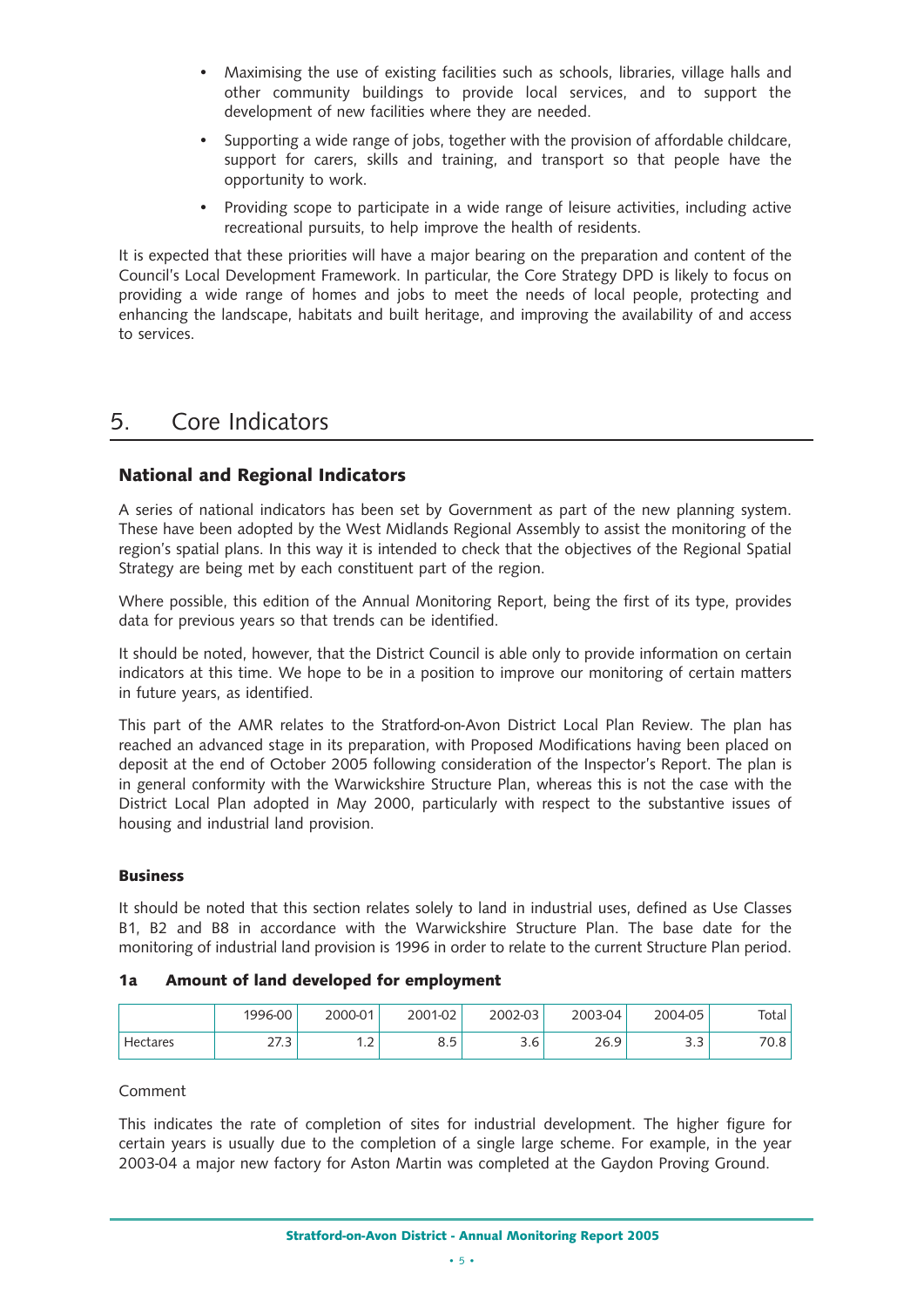- Maximising the use of existing facilities such as schools, libraries, village halls and other community buildings to provide local services, and to support the development of new facilities where they are needed.
- Supporting a wide range of jobs, together with the provision of affordable childcare, support for carers, skills and training, and transport so that people have the opportunity to work.
- Providing scope to participate in a wide range of leisure activities, including active recreational pursuits, to help improve the health of residents.

It is expected that these priorities will have a major bearing on the preparation and content of the Council's Local Development Framework. In particular, the Core Strategy DPD is likely to focus on providing a wide range of homes and jobs to meet the needs of local people, protecting and enhancing the landscape, habitats and built heritage, and improving the availability of and access to services.

# 5. Core Indicators

## National and Regional Indicators

A series of national indicators has been set by Government as part of the new planning system. These have been adopted by the West Midlands Regional Assembly to assist the monitoring of the region's spatial plans. In this way it is intended to check that the objectives of the Regional Spatial Strategy are being met by each constituent part of the region.

Where possible, this edition of the Annual Monitoring Report, being the first of its type, provides data for previous years so that trends can be identified.

It should be noted, however, that the District Council is able only to provide information on certain indicators at this time. We hope to be in a position to improve our monitoring of certain matters in future years, as identified.

This part of the AMR relates to the Stratford-on-Avon District Local Plan Review. The plan has reached an advanced stage in its preparation, with Proposed Modifications having been placed on deposit at the end of October 2005 following consideration of the Inspector's Report. The plan is in general conformity with the Warwickshire Structure Plan, whereas this is not the case with the District Local Plan adopted in May 2000, particularly with respect to the substantive issues of housing and industrial land provision.

### Business

It should be noted that this section relates solely to land in industrial uses, defined as Use Classes B1, B2 and B8 in accordance with the Warwickshire Structure Plan. The base date for the monitoring of industrial land provision is 1996 in order to relate to the current Structure Plan period.

#### 1a Amount of land developed for employment

| | 1996-00 | 2000-01 | 2001-02 | 2002-03 | 2003-04 | 2004-05 | Total |
|---|---|---|---|---|---|---|---|
| Hectares | 27.3 | 1.2 | 8.5 | 3.6 | 26.9 | 3.3 | 70.8 |

Comment

This indicates the rate of completion of sites for industrial development. The higher figure for certain years is usually due to the completion of a single large scheme. For example, in the year 2003-04 a major new factory for Aston Martin was completed at the Gaydon Proving Ground.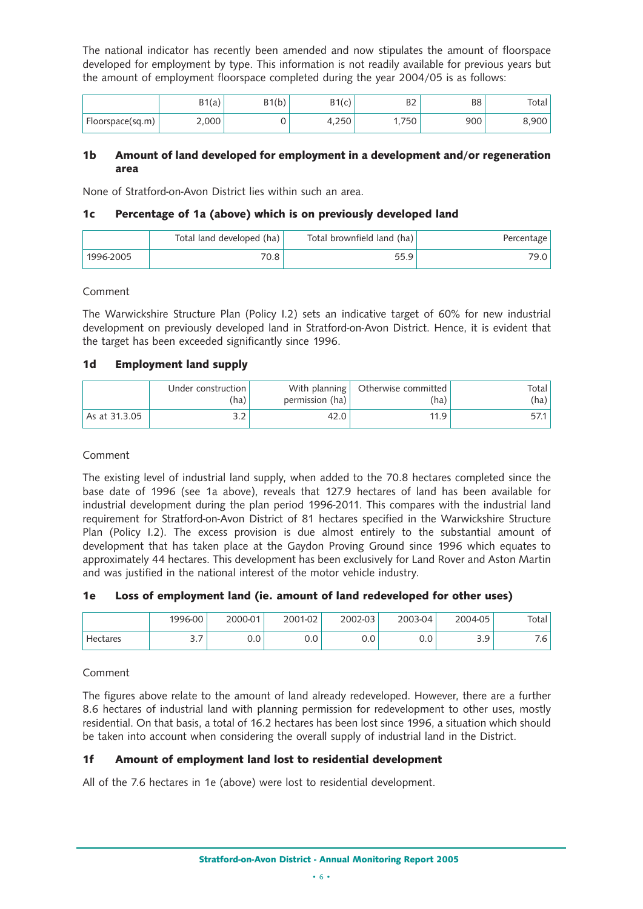The national indicator has recently been amended and now stipulates the amount of floorspace developed for employment by type. This information is not readily available for previous years but the amount of employment floorspace completed during the year 2004/05 is as follows:

| | B1(a) | B1(b) | B1(c) | B2 | B8 | Total |
|---|---|---|---|---|---|---|
| Floorspace(sq.m) | 2,000 | 0 | 4,250 | 1,750 | 900 | 8,900 |

### 1b Amount of land developed for employment in a development and/or regeneration area

None of Stratford-on-Avon District lies within such an area.

### 1c Percentage of 1a (above) which is on previously developed land

| | Total land developed (ha) | Total brownfield land (ha) | Percentage |
|---|---|---|---|
| 1996-2005 | 70.8 | 55.9 | 79.0 |

Comment

The Warwickshire Structure Plan (Policy I.2) sets an indicative target of 60% for new industrial development on previously developed land in Stratford-on-Avon District. Hence, it is evident that the target has been exceeded significantly since 1996.

### 1d Employment land supply

| | Under construction (ha) | With planning permission (ha) | Otherwise committed (ha) | Total (ha) |
|---|---|---|---|---|
| As at 31.3.05 | 3.2 | 42.0 | 11.9 | 57.1 |

Comment

The existing level of industrial land supply, when added to the 70.8 hectares completed since the base date of 1996 (see 1a above), reveals that 127.9 hectares of land has been available for industrial development during the plan period 1996-2011. This compares with the industrial land requirement for Stratford-on-Avon District of 81 hectares specified in the Warwickshire Structure Plan (Policy I.2). The excess provision is due almost entirely to the substantial amount of development that has taken place at the Gaydon Proving Ground since 1996 which equates to approximately 44 hectares. This development has been exclusively for Land Rover and Aston Martin and was justified in the national interest of the motor vehicle industry.

### 1e Loss of employment land (ie. amount of land redeveloped for other uses)

| | 1996-00 | 2000-01 | 2001-02 | 2002-03 | 2003-04 | 2004-05 | Total |
|---|---|---|---|---|---|---|---|
| Hectares | 3.7 | 0.0 | 0.0 | 0.0 | 0.0 | 3.9 | 7.6 |

Comment

The figures above relate to the amount of land already redeveloped. However, there are a further 8.6 hectares of industrial land with planning permission for redevelopment to other uses, mostly residential. On that basis, a total of 16.2 hectares has been lost since 1996, a situation which should be taken into account when considering the overall supply of industrial land in the District.

### 1f Amount of employment land lost to residential development

All of the 7.6 hectares in 1e (above) were lost to residential development.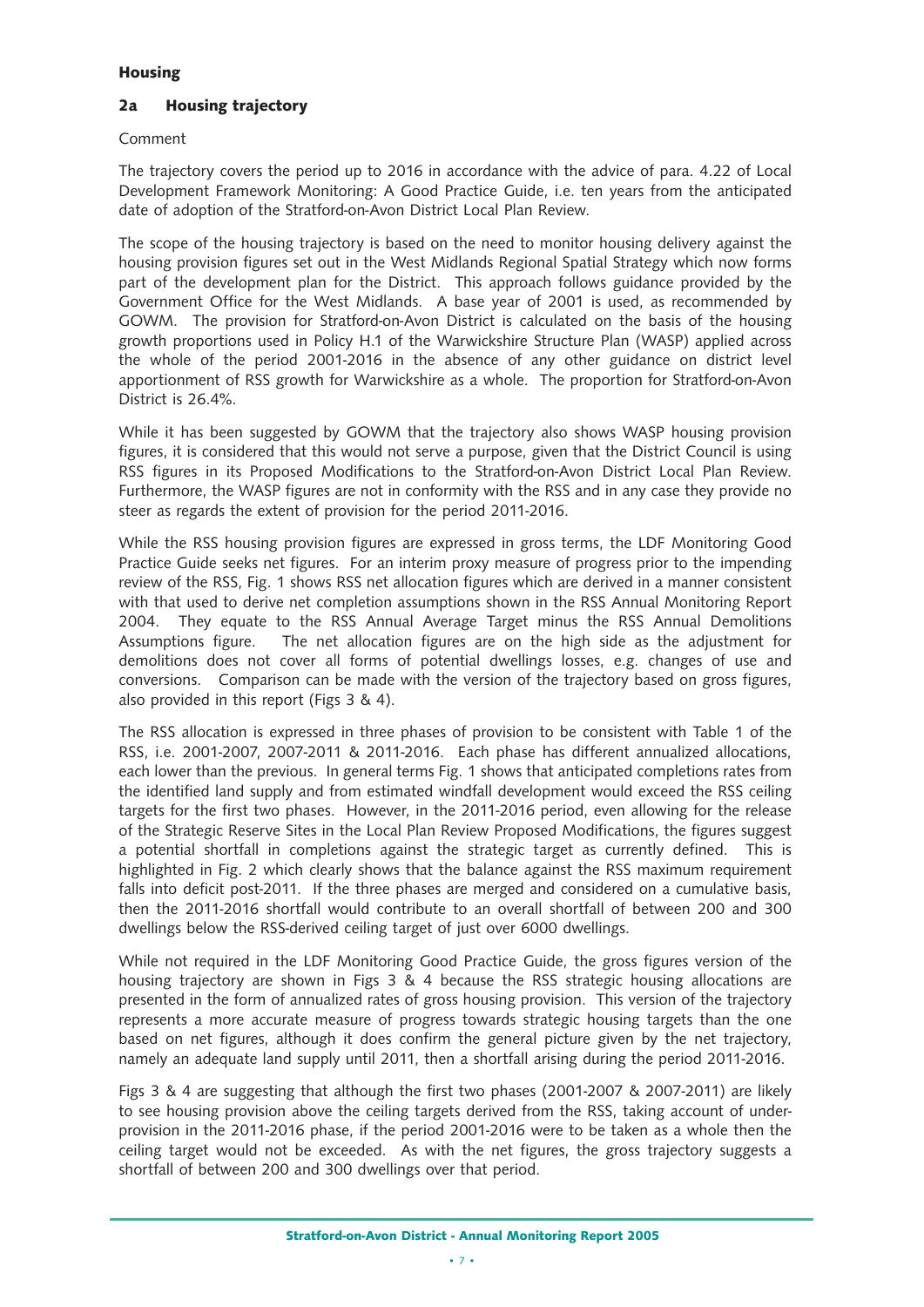## Housing

### 2a Housing trajectory

Comment

The trajectory covers the period up to 2016 in accordance with the advice of para. 4.22 of Local Development Framework Monitoring: A Good Practice Guide, i.e. ten years from the anticipated date of adoption of the Stratford-on-Avon District Local Plan Review.

The scope of the housing trajectory is based on the need to monitor housing delivery against the housing provision figures set out in the West Midlands Regional Spatial Strategy which now forms part of the development plan for the District. This approach follows guidance provided by the Government Office for the West Midlands. A base year of 2001 is used, as recommended by GOWM. The provision for Stratford-on-Avon District is calculated on the basis of the housing growth proportions used in Policy H.1 of the Warwickshire Structure Plan (WASP) applied across the whole of the period 2001-2016 in the absence of any other guidance on district level apportionment of RSS growth for Warwickshire as a whole. The proportion for Stratford-on-Avon District is 26.4%.

While it has been suggested by GOWM that the trajectory also shows WASP housing provision figures, it is considered that this would not serve a purpose, given that the District Council is using RSS figures in its Proposed Modifications to the Stratford-on-Avon District Local Plan Review. Furthermore, the WASP figures are not in conformity with the RSS and in any case they provide no steer as regards the extent of provision for the period 2011-2016.

While the RSS housing provision figures are expressed in gross terms, the LDF Monitoring Good Practice Guide seeks net figures. For an interim proxy measure of progress prior to the impending review of the RSS, Fig. 1 shows RSS net allocation figures which are derived in a manner consistent with that used to derive net completion assumptions shown in the RSS Annual Monitoring Report 2004. They equate to the RSS Annual Average Target minus the RSS Annual Demolitions Assumptions figure. The net allocation figures are on the high side as the adjustment for demolitions does not cover all forms of potential dwellings losses, e.g. changes of use and conversions. Comparison can be made with the version of the trajectory based on gross figures, also provided in this report (Figs 3 & 4).

The RSS allocation is expressed in three phases of provision to be consistent with Table 1 of the RSS, i.e. 2001-2007, 2007-2011 & 2011-2016. Each phase has different annualized allocations, each lower than the previous. In general terms Fig. 1 shows that anticipated completions rates from the identified land supply and from estimated windfall development would exceed the RSS ceiling targets for the first two phases. However, in the 2011-2016 period, even allowing for the release of the Strategic Reserve Sites in the Local Plan Review Proposed Modifications, the figures suggest a potential shortfall in completions against the strategic target as currently defined. This is highlighted in Fig. 2 which clearly shows that the balance against the RSS maximum requirement falls into deficit post-2011. If the three phases are merged and considered on a cumulative basis, then the 2011-2016 shortfall would contribute to an overall shortfall of between 200 and 300 dwellings below the RSS-derived ceiling target of just over 6000 dwellings.

While not required in the LDF Monitoring Good Practice Guide, the gross figures version of the housing trajectory are shown in Figs 3 & 4 because the RSS strategic housing allocations are presented in the form of annualized rates of gross housing provision. This version of the trajectory represents a more accurate measure of progress towards strategic housing targets than the one based on net figures, although it does confirm the general picture given by the net trajectory, namely an adequate land supply until 2011, then a shortfall arising during the period 2011-2016.

Figs 3 & 4 are suggesting that although the first two phases (2001-2007 & 2007-2011) are likely to see housing provision above the ceiling targets derived from the RSS, taking account of under-provision in the 2011-2016 phase, if the period 2001-2016 were to be taken as a whole then the ceiling target would not be exceeded. As with the net figures, the gross trajectory suggests a shortfall of between 200 and 300 dwellings over that period.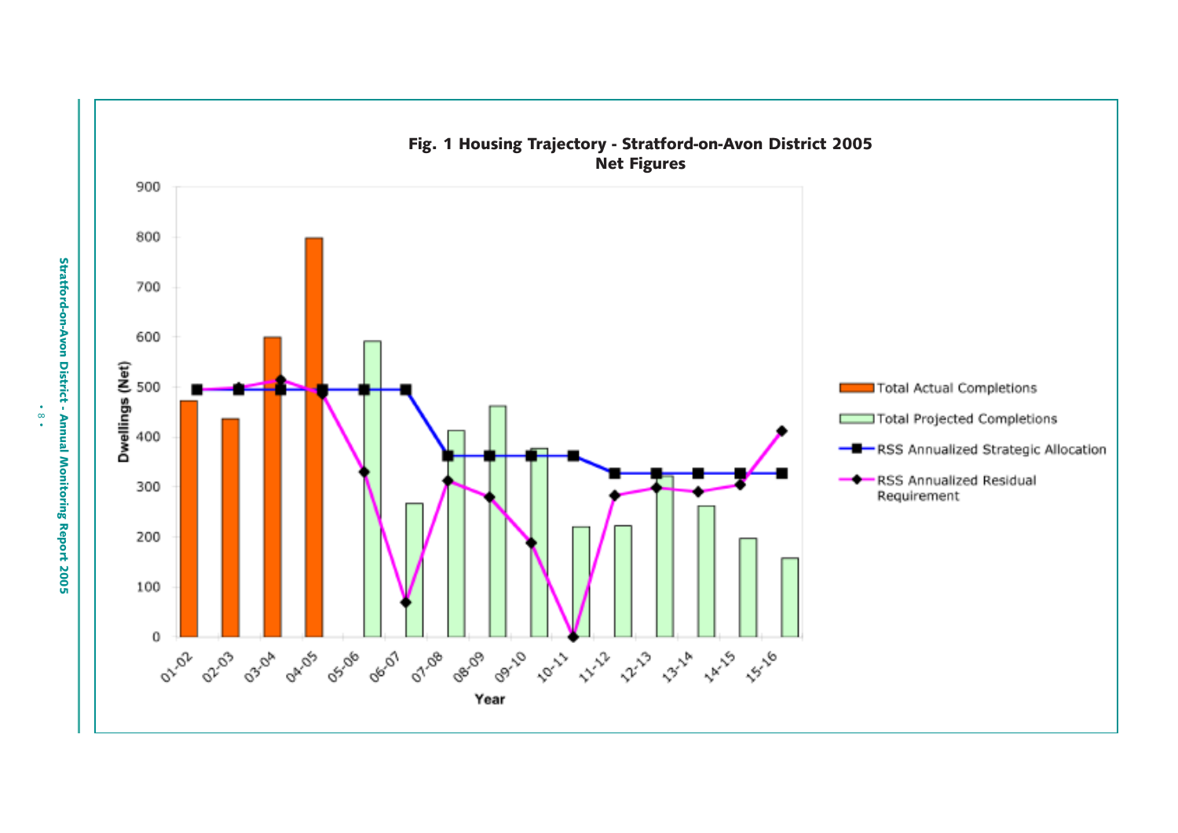**Fig. 1 Housing Trajectory - Stratford-on-Avon District 2005**
**Net Figures**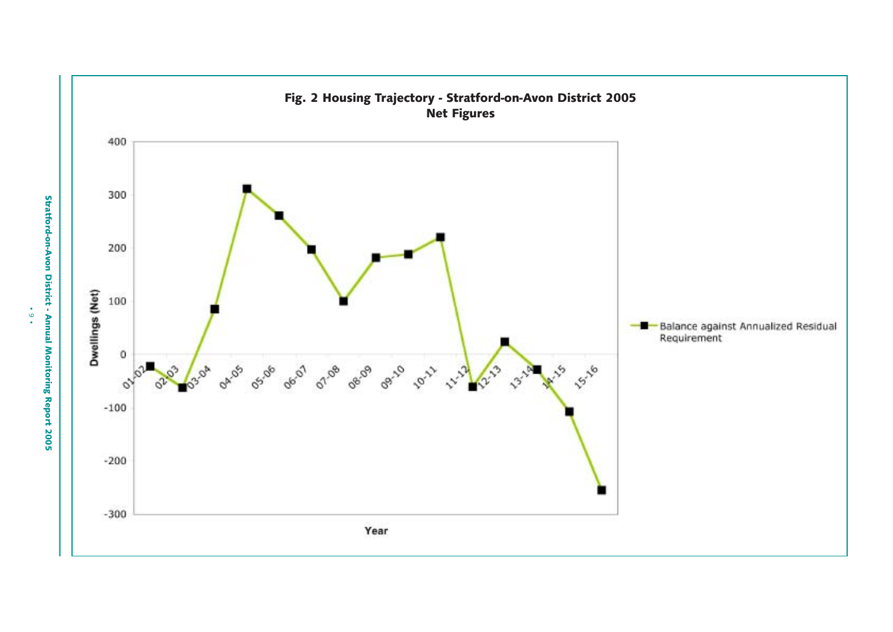**Fig. 2 Housing Trajectory - Stratford-on-Avon District 2005**
**Net Figures**

| Year | Balance against Annualized Residual Requirement (Dwellings (Net)) |
|---|---|
| 01-02 | -22 |
| 02-03 | -62 |
| 03-04 | 85 |
| 04-05 | 311 |
| 05-06 | 261 |
| 06-07 | 197 |
| 07-08 | 100 |
| 08-09 | 182 |
| 09-10 | 188 |
| 10-11 | 220 |
| 11-12 | -61 |
| 12-13 | 24 |
| 13-14 | -28 |
| 14-15 | -107 |
| 15-16 | -255 |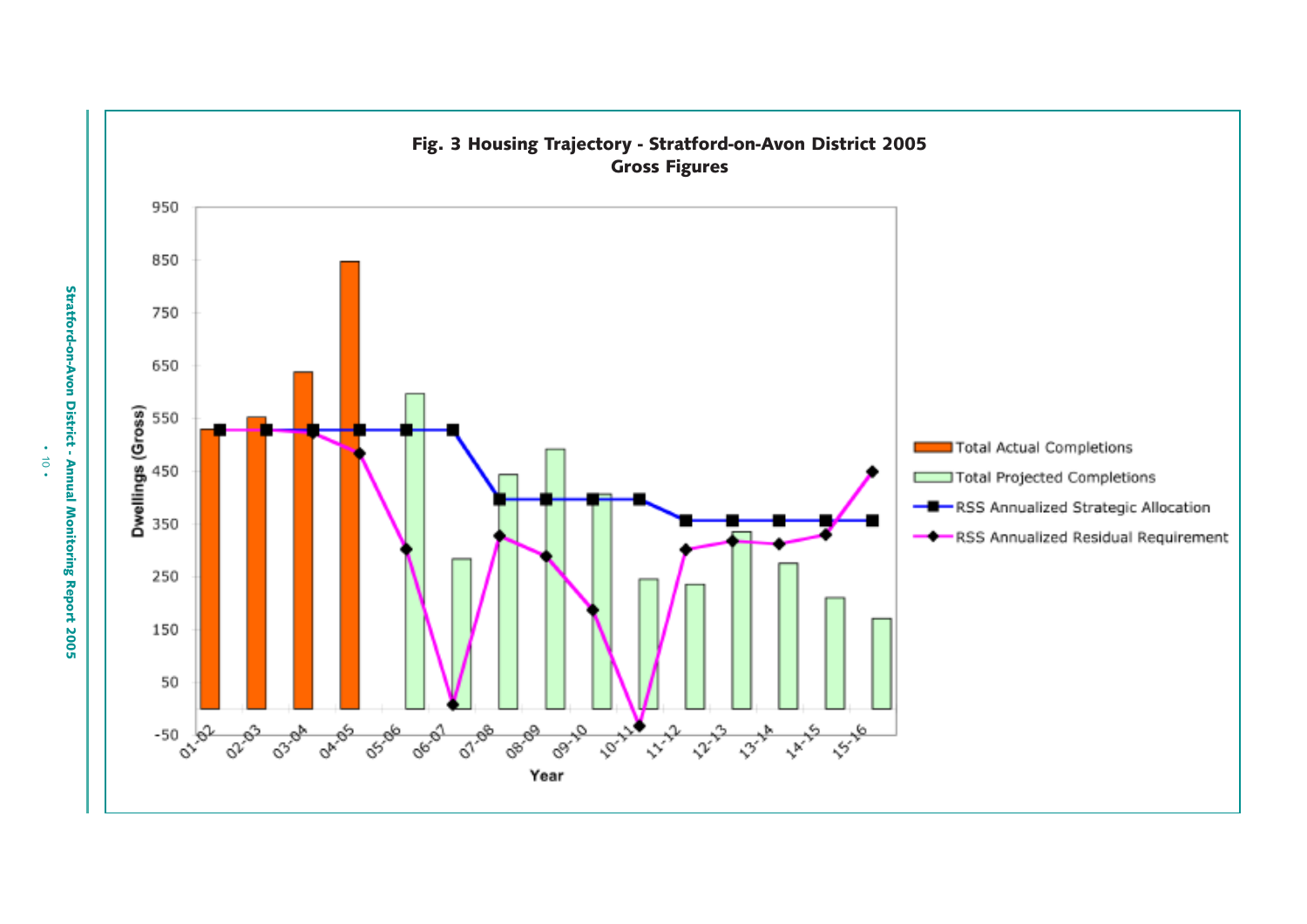**Fig. 3 Housing Trajectory - Stratford-on-Avon District 2005**
**Gross Figures**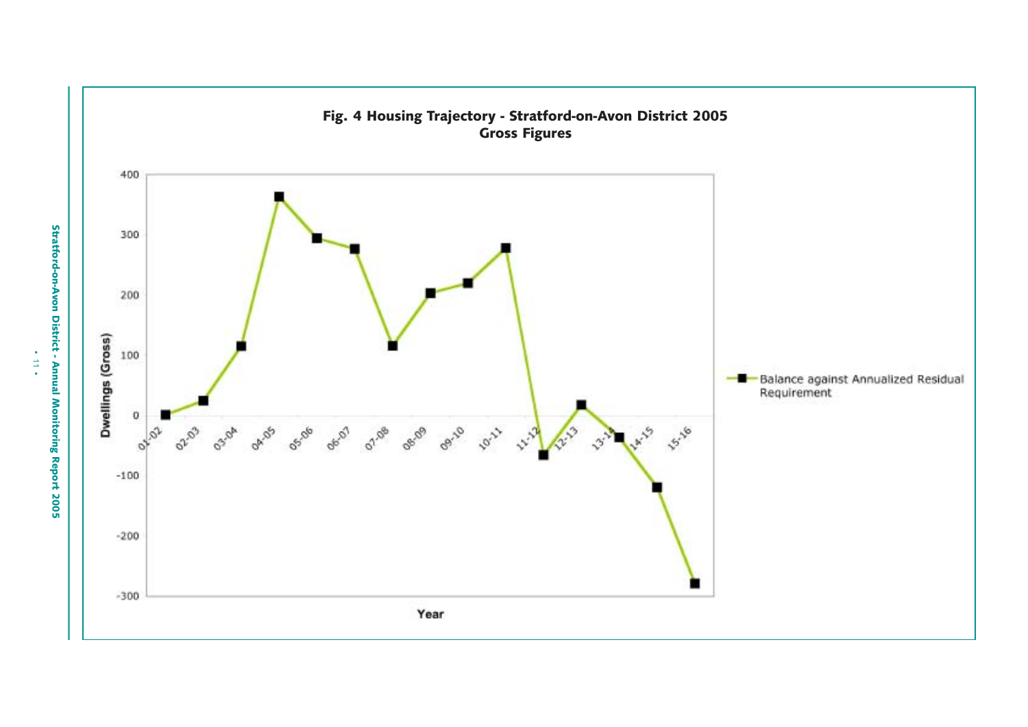**Fig. 4 Housing Trajectory - Stratford-on-Avon District 2005**
**Gross Figures**

Dwellings (Gross)

Year

Balance against Annualized Residual Requirement

| Year | Balance against Annualized Residual Requirement |
|---|---|
| 01-02 | 0 |
| 02-03 | 25 |
| 03-04 | 115 |
| 04-05 | 363 |
| 05-06 | 295 |
| 06-07 | 277 |
| 07-08 | 116 |
| 08-09 | 203 |
| 09-10 | 220 |
| 10-11 | 278 |
| 11-12 | -66 |
| 12-13 | 18 |
| 13-14 | -36 |
| 14-15 | -120 |
| 15-16 | -279 |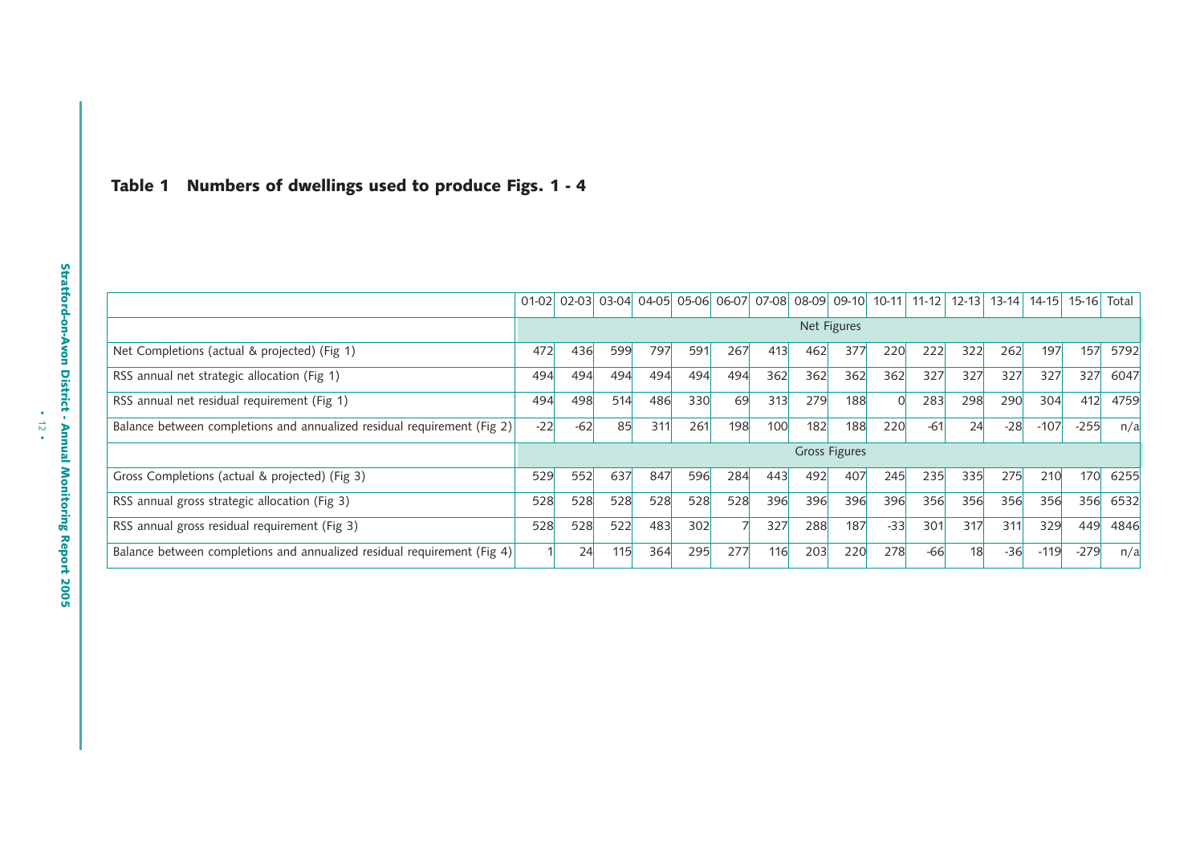## Table 1 Numbers of dwellings used to produce Figs. 1 - 4

| | 01-02 | 02-03 | 03-04 | 04-05 | 05-06 | 06-07 | 07-08 | 08-09 | 09-10 | 10-11 | 11-12 | 12-13 | 13-14 | 14-15 | 15-16 | Total |
|---|---|---|---|---|---|---|---|---|---|---|---|---|---|---|---|---|
| | Net Figures | | | | | | | | | | | | | | | |
| Net Completions (actual & projected) (Fig 1) | 472 | 436 | 599 | 797 | 591 | 267 | 413 | 462 | 377 | 220 | 222 | 322 | 262 | 197 | 157 | 5792 |
| RSS annual net strategic allocation (Fig 1) | 494 | 494 | 494 | 494 | 494 | 494 | 362 | 362 | 362 | 362 | 327 | 327 | 327 | 327 | 327 | 6047 |
| RSS annual net residual requirement (Fig 1) | 494 | 498 | 514 | 486 | 330 | 69 | 313 | 279 | 188 | 0 | 283 | 298 | 290 | 304 | 412 | 4759 |
| Balance between completions and annualized residual requirement (Fig 2) | -22 | -62 | 85 | 311 | 261 | 198 | 100 | 182 | 188 | 220 | -61 | 24 | -28 | -107 | -255 | n/a |
| | Gross Figures | | | | | | | | | | | | | | | |
| Gross Completions (actual & projected) (Fig 3) | 529 | 552 | 637 | 847 | 596 | 284 | 443 | 492 | 407 | 245 | 235 | 335 | 275 | 210 | 170 | 6255 |
| RSS annual gross strategic allocation (Fig 3) | 528 | 528 | 528 | 528 | 528 | 528 | 396 | 396 | 396 | 396 | 356 | 356 | 356 | 356 | 356 | 6532 |
| RSS annual gross residual requirement (Fig 3) | 528 | 528 | 522 | 483 | 302 | 7 | 327 | 288 | 187 | -33 | 301 | 317 | 311 | 329 | 449 | 4846 |
| Balance between completions and annualized residual requirement (Fig 4) | 1 | 24 | 115 | 364 | 295 | 277 | 116 | 203 | 220 | 278 | -66 | 18 | -36 | -119 | -279 | n/a |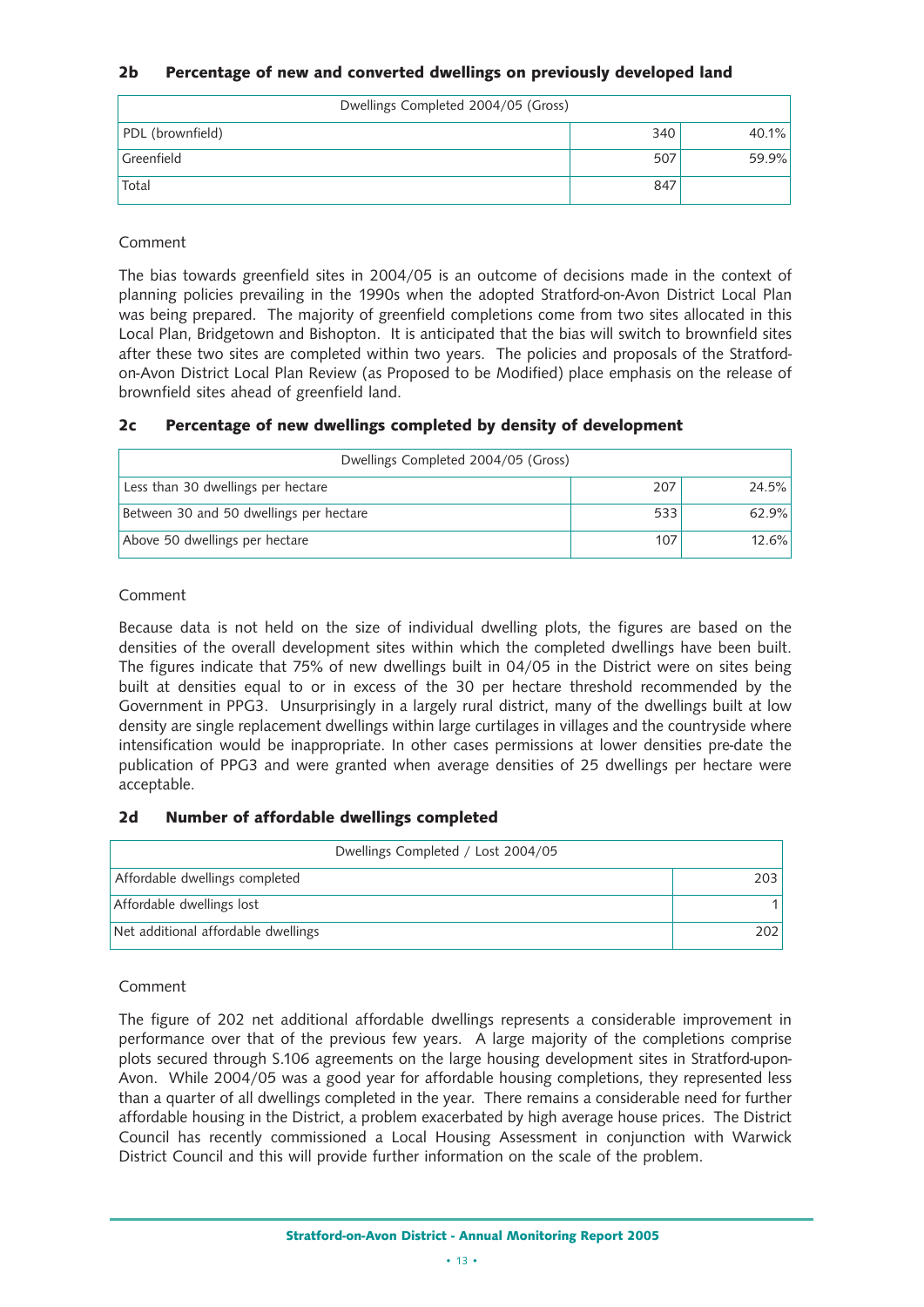## 2b Percentage of new and converted dwellings on previously developed land

| Dwellings Completed 2004/05 (Gross) | | |
|---|---|---|
| PDL (brownfield) | 340 | 40.1% |
| Greenfield | 507 | 59.9% |
| Total | 847 | |

Comment

The bias towards greenfield sites in 2004/05 is an outcome of decisions made in the context of planning policies prevailing in the 1990s when the adopted Stratford-on-Avon District Local Plan was being prepared. The majority of greenfield completions come from two sites allocated in this Local Plan, Bridgetown and Bishopton. It is anticipated that the bias will switch to brownfield sites after these two sites are completed within two years. The policies and proposals of the Stratford-on-Avon District Local Plan Review (as Proposed to be Modified) place emphasis on the release of brownfield sites ahead of greenfield land.

## 2c Percentage of new dwellings completed by density of development

| Dwellings Completed 2004/05 (Gross) | | |
|---|---|---|
| Less than 30 dwellings per hectare | 207 | 24.5% |
| Between 30 and 50 dwellings per hectare | 533 | 62.9% |
| Above 50 dwellings per hectare | 107 | 12.6% |

Comment

Because data is not held on the size of individual dwelling plots, the figures are based on the densities of the overall development sites within which the completed dwellings have been built. The figures indicate that 75% of new dwellings built in 04/05 in the District were on sites being built at densities equal to or in excess of the 30 per hectare threshold recommended by the Government in PPG3. Unsurprisingly in a largely rural district, many of the dwellings built at low density are single replacement dwellings within large curtilages in villages and the countryside where intensification would be inappropriate. In other cases permissions at lower densities pre-date the publication of PPG3 and were granted when average densities of 25 dwellings per hectare were acceptable.

## 2d Number of affordable dwellings completed

| Dwellings Completed / Lost 2004/05 | |
|---|---|
| Affordable dwellings completed | 203 |
| Affordable dwellings lost | 1 |
| Net additional affordable dwellings | 202 |

Comment

The figure of 202 net additional affordable dwellings represents a considerable improvement in performance over that of the previous few years. A large majority of the completions comprise plots secured through S.106 agreements on the large housing development sites in Stratford-upon-Avon. While 2004/05 was a good year for affordable housing completions, they represented less than a quarter of all dwellings completed in the year. There remains a considerable need for further affordable housing in the District, a problem exacerbated by high average house prices. The District Council has recently commissioned a Local Housing Assessment in conjunction with Warwick District Council and this will provide further information on the scale of the problem.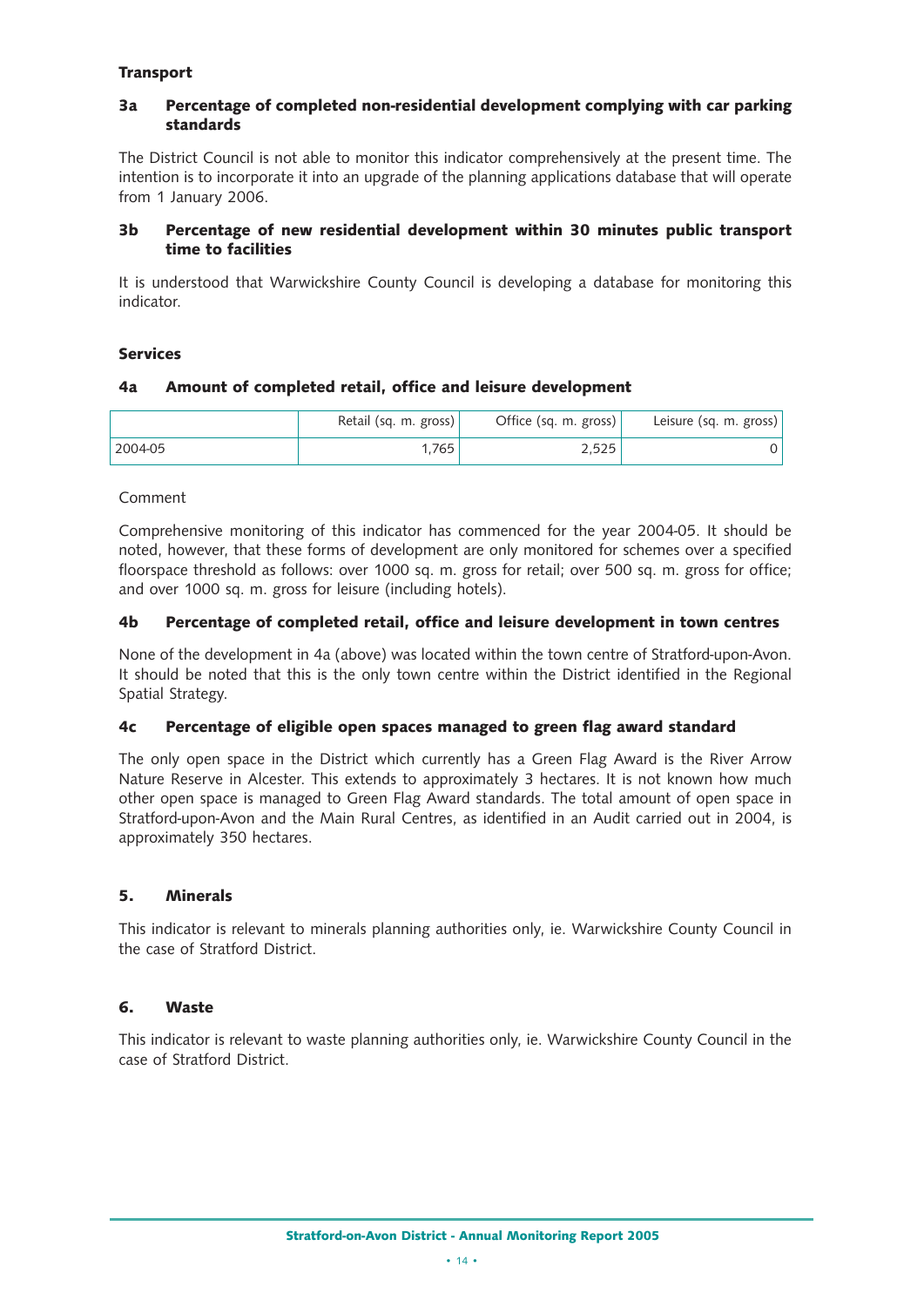### Transport

#### 3a Percentage of completed non-residential development complying with car parking standards

The District Council is not able to monitor this indicator comprehensively at the present time. The intention is to incorporate it into an upgrade of the planning applications database that will operate from 1 January 2006.

#### 3b Percentage of new residential development within 30 minutes public transport time to facilities

It is understood that Warwickshire County Council is developing a database for monitoring this indicator.

### Services

#### 4a Amount of completed retail, office and leisure development

| | Retail (sq. m. gross) | Office (sq. m. gross) | Leisure (sq. m. gross) |
|---|---|---|---|
| 2004-05 | 1,765 | 2,525 | 0 |

Comment

Comprehensive monitoring of this indicator has commenced for the year 2004-05. It should be noted, however, that these forms of development are only monitored for schemes over a specified floorspace threshold as follows: over 1000 sq. m. gross for retail; over 500 sq. m. gross for office; and over 1000 sq. m. gross for leisure (including hotels).

#### 4b Percentage of completed retail, office and leisure development in town centres

None of the development in 4a (above) was located within the town centre of Stratford-upon-Avon. It should be noted that this is the only town centre within the District identified in the Regional Spatial Strategy.

#### 4c Percentage of eligible open spaces managed to green flag award standard

The only open space in the District which currently has a Green Flag Award is the River Arrow Nature Reserve in Alcester. This extends to approximately 3 hectares. It is not known how much other open space is managed to Green Flag Award standards. The total amount of open space in Stratford-upon-Avon and the Main Rural Centres, as identified in an Audit carried out in 2004, is approximately 350 hectares.

### 5. Minerals

This indicator is relevant to minerals planning authorities only, ie. Warwickshire County Council in the case of Stratford District.

### 6. Waste

This indicator is relevant to waste planning authorities only, ie. Warwickshire County Council in the case of Stratford District.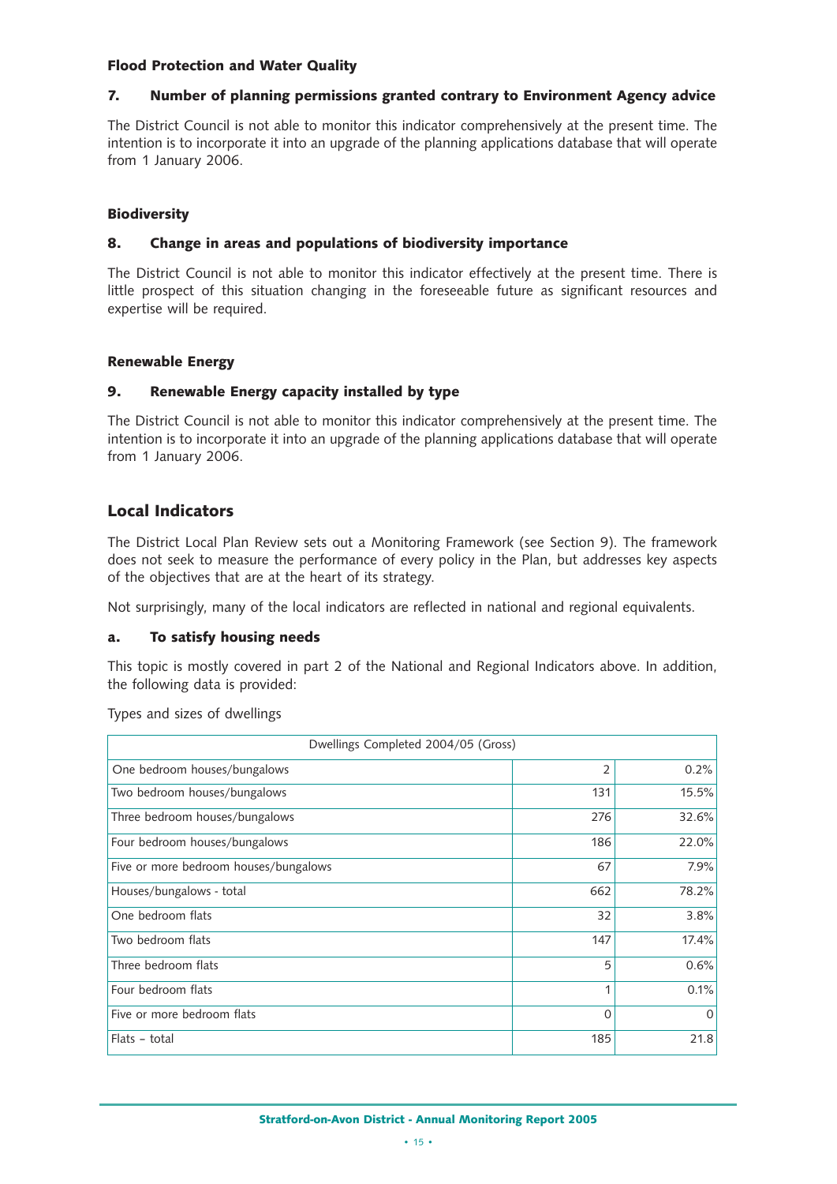### Flood Protection and Water Quality

#### 7. Number of planning permissions granted contrary to Environment Agency advice

The District Council is not able to monitor this indicator comprehensively at the present time. The intention is to incorporate it into an upgrade of the planning applications database that will operate from 1 January 2006.

### Biodiversity

#### 8. Change in areas and populations of biodiversity importance

The District Council is not able to monitor this indicator effectively at the present time. There is little prospect of this situation changing in the foreseeable future as significant resources and expertise will be required.

### Renewable Energy

#### 9. Renewable Energy capacity installed by type

The District Council is not able to monitor this indicator comprehensively at the present time. The intention is to incorporate it into an upgrade of the planning applications database that will operate from 1 January 2006.

## Local Indicators

The District Local Plan Review sets out a Monitoring Framework (see Section 9). The framework does not seek to measure the performance of every policy in the Plan, but addresses key aspects of the objectives that are at the heart of its strategy.

Not surprisingly, many of the local indicators are reflected in national and regional equivalents.

#### a. To satisfy housing needs

This topic is mostly covered in part 2 of the National and Regional Indicators above. In addition, the following data is provided:

Types and sizes of dwellings

| Dwellings Completed 2004/05 (Gross) | | |
|---|---|---|
| One bedroom houses/bungalows | 2 | 0.2% |
| Two bedroom houses/bungalows | 131 | 15.5% |
| Three bedroom houses/bungalows | 276 | 32.6% |
| Four bedroom houses/bungalows | 186 | 22.0% |
| Five or more bedroom houses/bungalows | 67 | 7.9% |
| Houses/bungalows - total | 662 | 78.2% |
| One bedroom flats | 32 | 3.8% |
| Two bedroom flats | 147 | 17.4% |
| Three bedroom flats | 5 | 0.6% |
| Four bedroom flats | 1 | 0.1% |
| Five or more bedroom flats | 0 | 0 |
| Flats – total | 185 | 21.8 |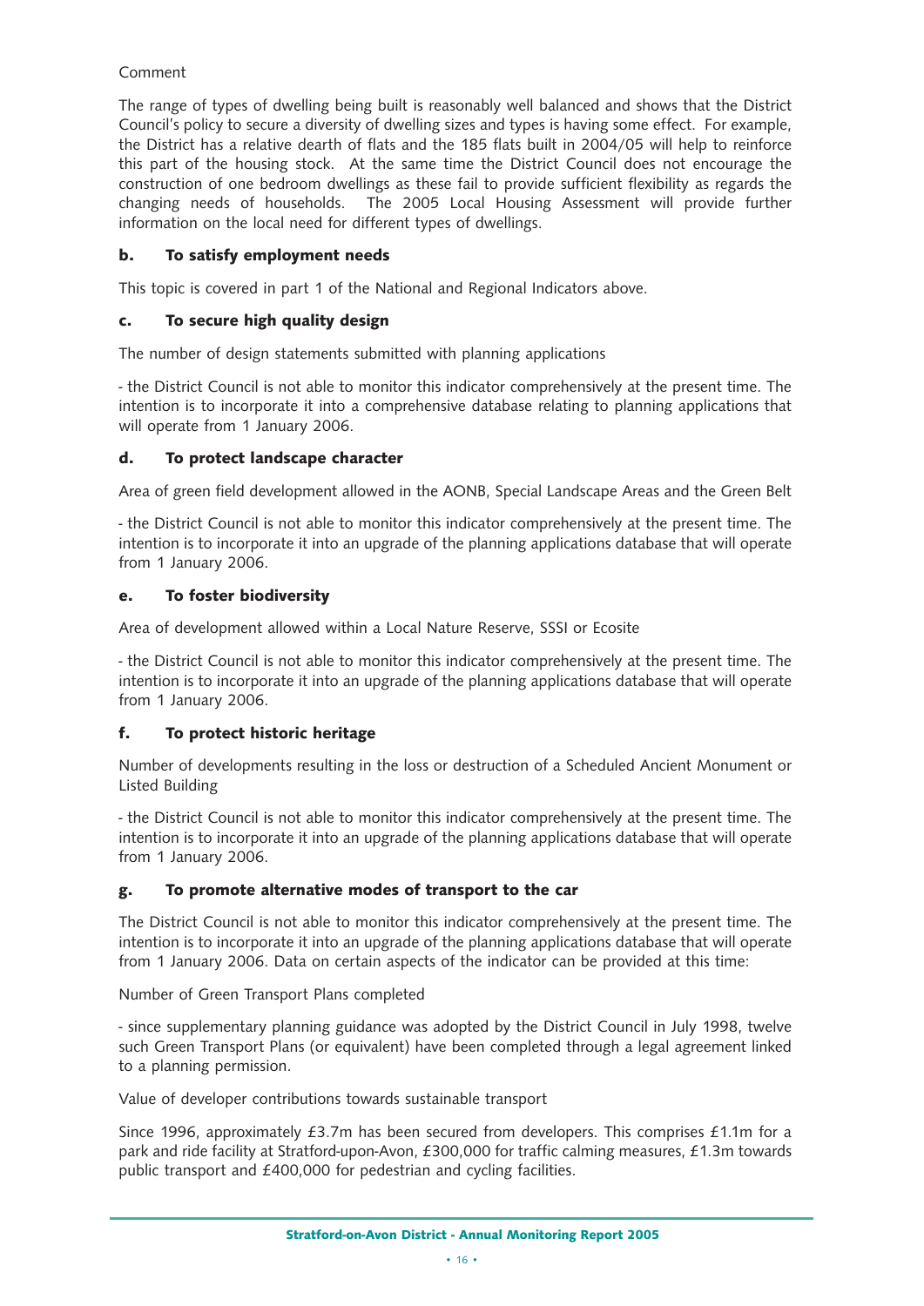Comment

The range of types of dwelling being built is reasonably well balanced and shows that the District Council's policy to secure a diversity of dwelling sizes and types is having some effect. For example, the District has a relative dearth of flats and the 185 flats built in 2004/05 will help to reinforce this part of the housing stock. At the same time the District Council does not encourage the construction of one bedroom dwellings as these fail to provide sufficient flexibility as regards the changing needs of households. The 2005 Local Housing Assessment will provide further information on the local need for different types of dwellings.

### b. To satisfy employment needs

This topic is covered in part 1 of the National and Regional Indicators above.

### c. To secure high quality design

The number of design statements submitted with planning applications

- the District Council is not able to monitor this indicator comprehensively at the present time. The intention is to incorporate it into a comprehensive database relating to planning applications that will operate from 1 January 2006.

### d. To protect landscape character

Area of green field development allowed in the AONB, Special Landscape Areas and the Green Belt

- the District Council is not able to monitor this indicator comprehensively at the present time. The intention is to incorporate it into an upgrade of the planning applications database that will operate from 1 January 2006.

### e. To foster biodiversity

Area of development allowed within a Local Nature Reserve, SSSI or Ecosite

- the District Council is not able to monitor this indicator comprehensively at the present time. The intention is to incorporate it into an upgrade of the planning applications database that will operate from 1 January 2006.

### f. To protect historic heritage

Number of developments resulting in the loss or destruction of a Scheduled Ancient Monument or Listed Building

- the District Council is not able to monitor this indicator comprehensively at the present time. The intention is to incorporate it into an upgrade of the planning applications database that will operate from 1 January 2006.

### g. To promote alternative modes of transport to the car

The District Council is not able to monitor this indicator comprehensively at the present time. The intention is to incorporate it into an upgrade of the planning applications database that will operate from 1 January 2006. Data on certain aspects of the indicator can be provided at this time:

Number of Green Transport Plans completed

- since supplementary planning guidance was adopted by the District Council in July 1998, twelve such Green Transport Plans (or equivalent) have been completed through a legal agreement linked to a planning permission.

Value of developer contributions towards sustainable transport

Since 1996, approximately £3.7m has been secured from developers. This comprises £1.1m for a park and ride facility at Stratford-upon-Avon, £300,000 for traffic calming measures, £1.3m towards public transport and £400,000 for pedestrian and cycling facilities.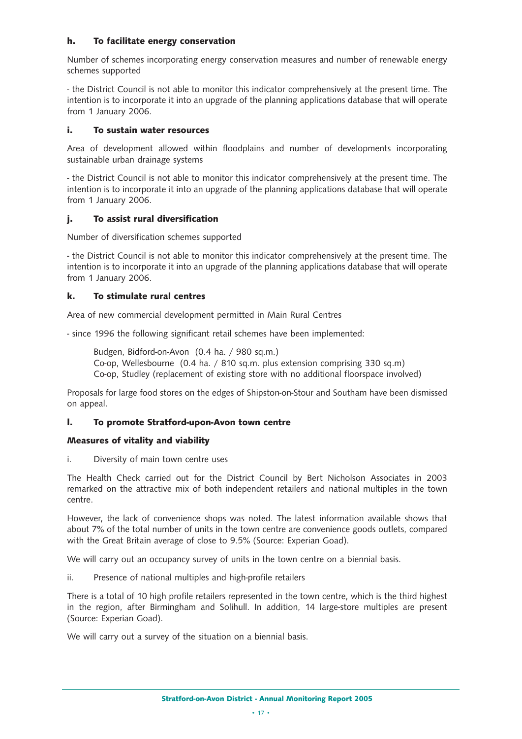### h. To facilitate energy conservation

Number of schemes incorporating energy conservation measures and number of renewable energy schemes supported

- the District Council is not able to monitor this indicator comprehensively at the present time. The intention is to incorporate it into an upgrade of the planning applications database that will operate from 1 January 2006.

### i. To sustain water resources

Area of development allowed within floodplains and number of developments incorporating sustainable urban drainage systems

- the District Council is not able to monitor this indicator comprehensively at the present time. The intention is to incorporate it into an upgrade of the planning applications database that will operate from 1 January 2006.

### j. To assist rural diversification

Number of diversification schemes supported

- the District Council is not able to monitor this indicator comprehensively at the present time. The intention is to incorporate it into an upgrade of the planning applications database that will operate from 1 January 2006.

### k. To stimulate rural centres

Area of new commercial development permitted in Main Rural Centres

- since 1996 the following significant retail schemes have been implemented:

Budgen, Bidford-on-Avon (0.4 ha. / 980 sq.m.)
Co-op, Wellesbourne (0.4 ha. / 810 sq.m. plus extension comprising 330 sq.m)
Co-op, Studley (replacement of existing store with no additional floorspace involved)

Proposals for large food stores on the edges of Shipston-on-Stour and Southam have been dismissed on appeal.

### l. To promote Stratford-upon-Avon town centre

**Measures of vitality and viability**

i. Diversity of main town centre uses

The Health Check carried out for the District Council by Bert Nicholson Associates in 2003 remarked on the attractive mix of both independent retailers and national multiples in the town centre.

However, the lack of convenience shops was noted. The latest information available shows that about 7% of the total number of units in the town centre are convenience goods outlets, compared with the Great Britain average of close to 9.5% (Source: Experian Goad).

We will carry out an occupancy survey of units in the town centre on a biennial basis.

ii. Presence of national multiples and high-profile retailers

There is a total of 10 high profile retailers represented in the town centre, which is the third highest in the region, after Birmingham and Solihull. In addition, 14 large-store multiples are present (Source: Experian Goad).

We will carry out a survey of the situation on a biennial basis.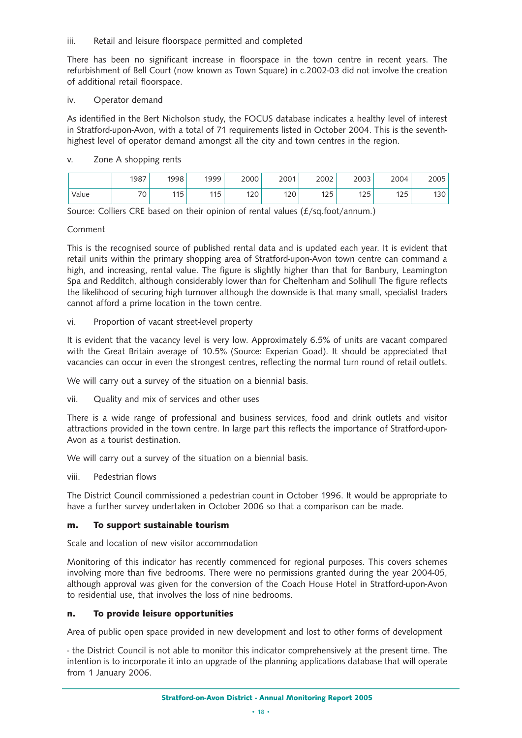iii. Retail and leisure floorspace permitted and completed

There has been no significant increase in floorspace in the town centre in recent years. The refurbishment of Bell Court (now known as Town Square) in c.2002-03 did not involve the creation of additional retail floorspace.

iv. Operator demand

As identified in the Bert Nicholson study, the FOCUS database indicates a healthy level of interest in Stratford-upon-Avon, with a total of 71 requirements listed in October 2004. This is the seventh-highest level of operator demand amongst all the city and town centres in the region.

v. Zone A shopping rents

| | 1987 | 1998 | 1999 | 2000 | 2001 | 2002 | 2003 | 2004 | 2005 |
|---|---|---|---|---|---|---|---|---|---|
| Value | 70 | 115 | 115 | 120 | 120 | 125 | 125 | 125 | 130 |

Source: Colliers CRE based on their opinion of rental values (£/sq.foot/annum.)

Comment

This is the recognised source of published rental data and is updated each year. It is evident that retail units within the primary shopping area of Stratford-upon-Avon town centre can command a high, and increasing, rental value. The figure is slightly higher than that for Banbury, Leamington Spa and Redditch, although considerably lower than for Cheltenham and Solihull The figure reflects the likelihood of securing high turnover although the downside is that many small, specialist traders cannot afford a prime location in the town centre.

vi. Proportion of vacant street-level property

It is evident that the vacancy level is very low. Approximately 6.5% of units are vacant compared with the Great Britain average of 10.5% (Source: Experian Goad). It should be appreciated that vacancies can occur in even the strongest centres, reflecting the normal turn round of retail outlets.

We will carry out a survey of the situation on a biennial basis.

vii. Quality and mix of services and other uses

There is a wide range of professional and business services, food and drink outlets and visitor attractions provided in the town centre. In large part this reflects the importance of Stratford-upon-Avon as a tourist destination.

We will carry out a survey of the situation on a biennial basis.

viii. Pedestrian flows

The District Council commissioned a pedestrian count in October 1996. It would be appropriate to have a further survey undertaken in October 2006 so that a comparison can be made.

**m. To support sustainable tourism**

Scale and location of new visitor accommodation

Monitoring of this indicator has recently commenced for regional purposes. This covers schemes involving more than five bedrooms. There were no permissions granted during the year 2004-05, although approval was given for the conversion of the Coach House Hotel in Stratford-upon-Avon to residential use, that involves the loss of nine bedrooms.

**n. To provide leisure opportunities**

Area of public open space provided in new development and lost to other forms of development

- the District Council is not able to monitor this indicator comprehensively at the present time. The intention is to incorporate it into an upgrade of the planning applications database that will operate from 1 January 2006.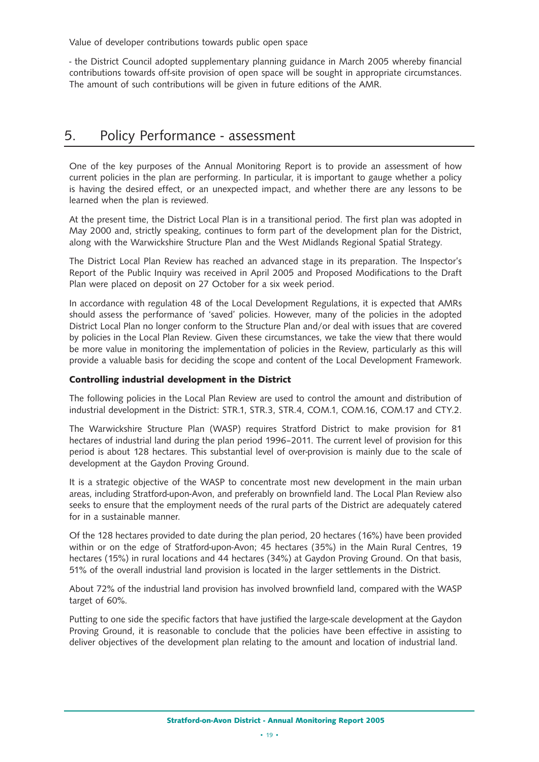Value of developer contributions towards public open space

- the District Council adopted supplementary planning guidance in March 2005 whereby financial contributions towards off-site provision of open space will be sought in appropriate circumstances. The amount of such contributions will be given in future editions of the AMR.

## 5. Policy Performance - assessment

One of the key purposes of the Annual Monitoring Report is to provide an assessment of how current policies in the plan are performing. In particular, it is important to gauge whether a policy is having the desired effect, or an unexpected impact, and whether there are any lessons to be learned when the plan is reviewed.

At the present time, the District Local Plan is in a transitional period. The first plan was adopted in May 2000 and, strictly speaking, continues to form part of the development plan for the District, along with the Warwickshire Structure Plan and the West Midlands Regional Spatial Strategy.

The District Local Plan Review has reached an advanced stage in its preparation. The Inspector's Report of the Public Inquiry was received in April 2005 and Proposed Modifications to the Draft Plan were placed on deposit on 27 October for a six week period.

In accordance with regulation 48 of the Local Development Regulations, it is expected that AMRs should assess the performance of 'saved' policies. However, many of the policies in the adopted District Local Plan no longer conform to the Structure Plan and/or deal with issues that are covered by policies in the Local Plan Review. Given these circumstances, we take the view that there would be more value in monitoring the implementation of policies in the Review, particularly as this will provide a valuable basis for deciding the scope and content of the Local Development Framework.

### Controlling industrial development in the District

The following policies in the Local Plan Review are used to control the amount and distribution of industrial development in the District: STR.1, STR.3, STR.4, COM.1, COM.16, COM.17 and CTY.2.

The Warwickshire Structure Plan (WASP) requires Stratford District to make provision for 81 hectares of industrial land during the plan period 1996–2011. The current level of provision for this period is about 128 hectares. This substantial level of over-provision is mainly due to the scale of development at the Gaydon Proving Ground.

It is a strategic objective of the WASP to concentrate most new development in the main urban areas, including Stratford-upon-Avon, and preferably on brownfield land. The Local Plan Review also seeks to ensure that the employment needs of the rural parts of the District are adequately catered for in a sustainable manner.

Of the 128 hectares provided to date during the plan period, 20 hectares (16%) have been provided within or on the edge of Stratford-upon-Avon; 45 hectares (35%) in the Main Rural Centres, 19 hectares (15%) in rural locations and 44 hectares (34%) at Gaydon Proving Ground. On that basis, 51% of the overall industrial land provision is located in the larger settlements in the District.

About 72% of the industrial land provision has involved brownfield land, compared with the WASP target of 60%.

Putting to one side the specific factors that have justified the large-scale development at the Gaydon Proving Ground, it is reasonable to conclude that the policies have been effective in assisting to deliver objectives of the development plan relating to the amount and location of industrial land.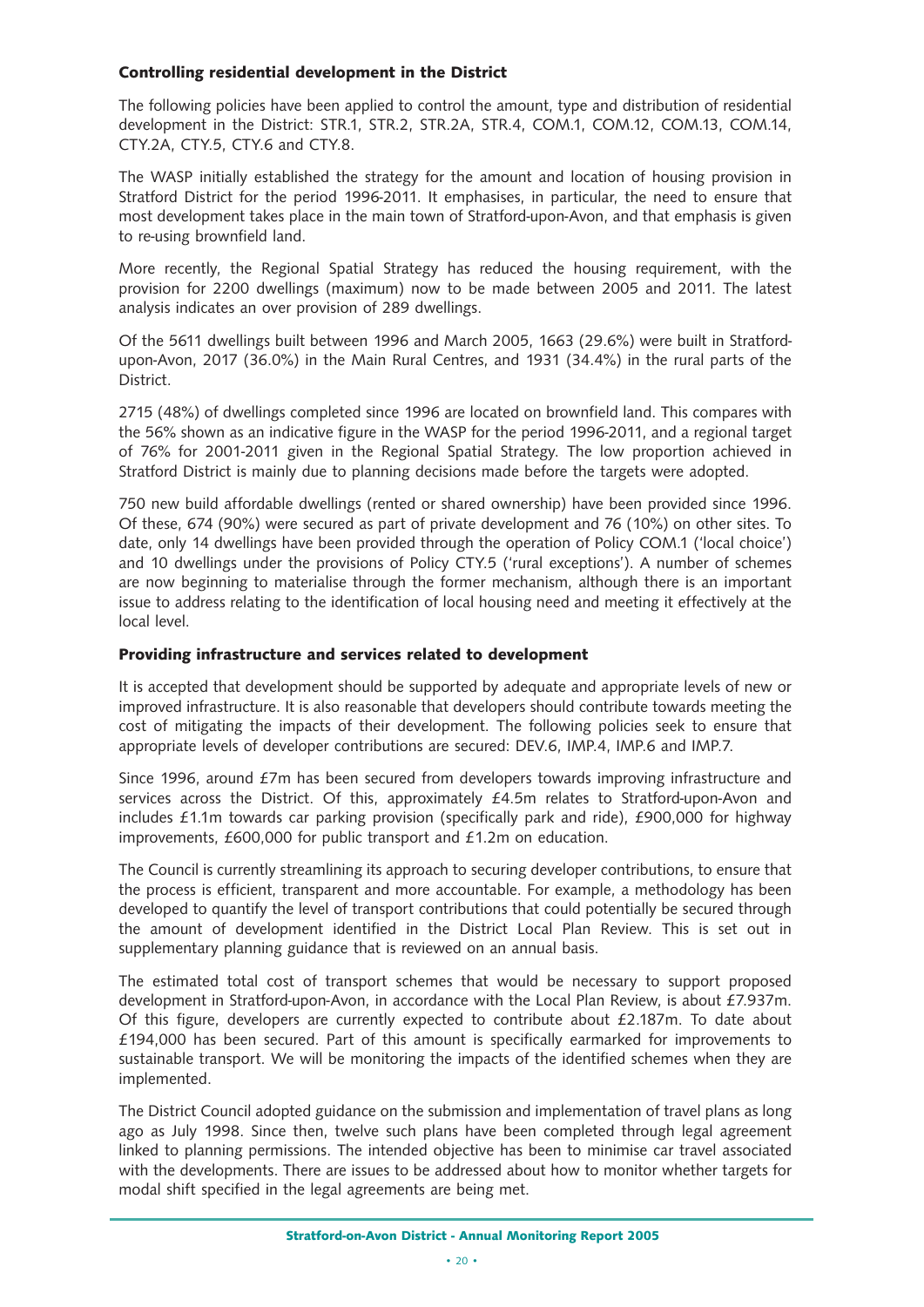### Controlling residential development in the District

The following policies have been applied to control the amount, type and distribution of residential development in the District: STR.1, STR.2, STR.2A, STR.4, COM.1, COM.12, COM.13, COM.14, CTY.2A, CTY.5, CTY.6 and CTY.8.

The WASP initially established the strategy for the amount and location of housing provision in Stratford District for the period 1996-2011. It emphasises, in particular, the need to ensure that most development takes place in the main town of Stratford-upon-Avon, and that emphasis is given to re-using brownfield land.

More recently, the Regional Spatial Strategy has reduced the housing requirement, with the provision for 2200 dwellings (maximum) now to be made between 2005 and 2011. The latest analysis indicates an over provision of 289 dwellings.

Of the 5611 dwellings built between 1996 and March 2005, 1663 (29.6%) were built in Stratford-upon-Avon, 2017 (36.0%) in the Main Rural Centres, and 1931 (34.4%) in the rural parts of the District.

2715 (48%) of dwellings completed since 1996 are located on brownfield land. This compares with the 56% shown as an indicative figure in the WASP for the period 1996-2011, and a regional target of 76% for 2001-2011 given in the Regional Spatial Strategy. The low proportion achieved in Stratford District is mainly due to planning decisions made before the targets were adopted.

750 new build affordable dwellings (rented or shared ownership) have been provided since 1996. Of these, 674 (90%) were secured as part of private development and 76 (10%) on other sites. To date, only 14 dwellings have been provided through the operation of Policy COM.1 ('local choice') and 10 dwellings under the provisions of Policy CTY.5 ('rural exceptions'). A number of schemes are now beginning to materialise through the former mechanism, although there is an important issue to address relating to the identification of local housing need and meeting it effectively at the local level.

### Providing infrastructure and services related to development

It is accepted that development should be supported by adequate and appropriate levels of new or improved infrastructure. It is also reasonable that developers should contribute towards meeting the cost of mitigating the impacts of their development. The following policies seek to ensure that appropriate levels of developer contributions are secured: DEV.6, IMP.4, IMP.6 and IMP.7.

Since 1996, around £7m has been secured from developers towards improving infrastructure and services across the District. Of this, approximately £4.5m relates to Stratford-upon-Avon and includes £1.1m towards car parking provision (specifically park and ride), £900,000 for highway improvements, £600,000 for public transport and £1.2m on education.

The Council is currently streamlining its approach to securing developer contributions, to ensure that the process is efficient, transparent and more accountable. For example, a methodology has been developed to quantify the level of transport contributions that could potentially be secured through the amount of development identified in the District Local Plan Review. This is set out in supplementary planning guidance that is reviewed on an annual basis.

The estimated total cost of transport schemes that would be necessary to support proposed development in Stratford-upon-Avon, in accordance with the Local Plan Review, is about £7.937m. Of this figure, developers are currently expected to contribute about £2.187m. To date about £194,000 has been secured. Part of this amount is specifically earmarked for improvements to sustainable transport. We will be monitoring the impacts of the identified schemes when they are implemented.

The District Council adopted guidance on the submission and implementation of travel plans as long ago as July 1998. Since then, twelve such plans have been completed through legal agreement linked to planning permissions. The intended objective has been to minimise car travel associated with the developments. There are issues to be addressed about how to monitor whether targets for modal shift specified in the legal agreements are being met.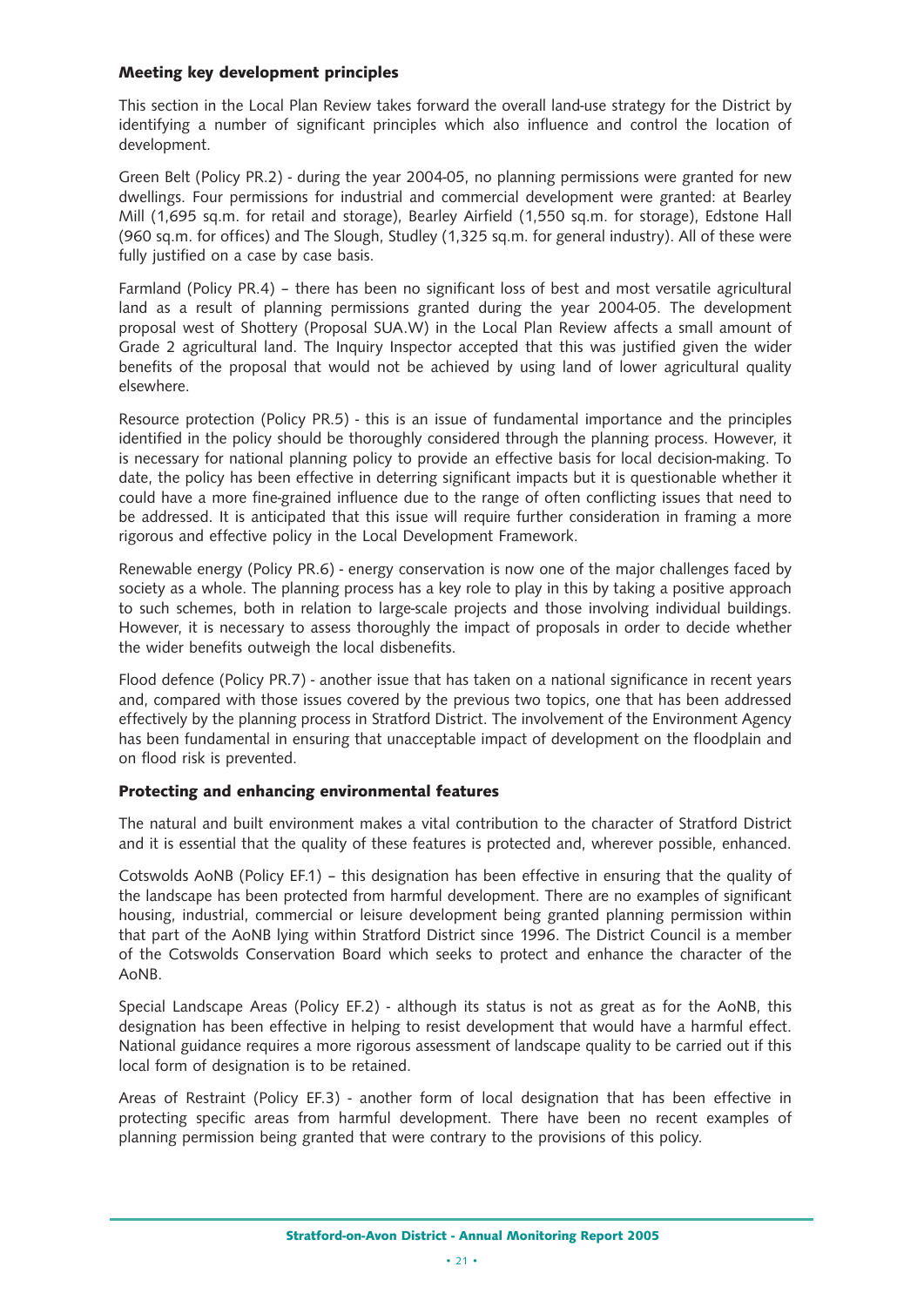## Meeting key development principles

This section in the Local Plan Review takes forward the overall land-use strategy for the District by identifying a number of significant principles which also influence and control the location of development.

Green Belt (Policy PR.2) - during the year 2004-05, no planning permissions were granted for new dwellings. Four permissions for industrial and commercial development were granted: at Bearley Mill (1,695 sq.m. for retail and storage), Bearley Airfield (1,550 sq.m. for storage), Edstone Hall (960 sq.m. for offices) and The Slough, Studley (1,325 sq.m. for general industry). All of these were fully justified on a case by case basis.

Farmland (Policy PR.4) – there has been no significant loss of best and most versatile agricultural land as a result of planning permissions granted during the year 2004-05. The development proposal west of Shottery (Proposal SUA.W) in the Local Plan Review affects a small amount of Grade 2 agricultural land. The Inquiry Inspector accepted that this was justified given the wider benefits of the proposal that would not be achieved by using land of lower agricultural quality elsewhere.

Resource protection (Policy PR.5) - this is an issue of fundamental importance and the principles identified in the policy should be thoroughly considered through the planning process. However, it is necessary for national planning policy to provide an effective basis for local decision-making. To date, the policy has been effective in deterring significant impacts but it is questionable whether it could have a more fine-grained influence due to the range of often conflicting issues that need to be addressed. It is anticipated that this issue will require further consideration in framing a more rigorous and effective policy in the Local Development Framework.

Renewable energy (Policy PR.6) - energy conservation is now one of the major challenges faced by society as a whole. The planning process has a key role to play in this by taking a positive approach to such schemes, both in relation to large-scale projects and those involving individual buildings. However, it is necessary to assess thoroughly the impact of proposals in order to decide whether the wider benefits outweigh the local disbenefits.

Flood defence (Policy PR.7) - another issue that has taken on a national significance in recent years and, compared with those issues covered by the previous two topics, one that has been addressed effectively by the planning process in Stratford District. The involvement of the Environment Agency has been fundamental in ensuring that unacceptable impact of development on the floodplain and on flood risk is prevented.

## Protecting and enhancing environmental features

The natural and built environment makes a vital contribution to the character of Stratford District and it is essential that the quality of these features is protected and, wherever possible, enhanced.

Cotswolds AoNB (Policy EF.1) – this designation has been effective in ensuring that the quality of the landscape has been protected from harmful development. There are no examples of significant housing, industrial, commercial or leisure development being granted planning permission within that part of the AoNB lying within Stratford District since 1996. The District Council is a member of the Cotswolds Conservation Board which seeks to protect and enhance the character of the AoNB.

Special Landscape Areas (Policy EF.2) - although its status is not as great as for the AoNB, this designation has been effective in helping to resist development that would have a harmful effect. National guidance requires a more rigorous assessment of landscape quality to be carried out if this local form of designation is to be retained.

Areas of Restraint (Policy EF.3) - another form of local designation that has been effective in protecting specific areas from harmful development. There have been no recent examples of planning permission being granted that were contrary to the provisions of this policy.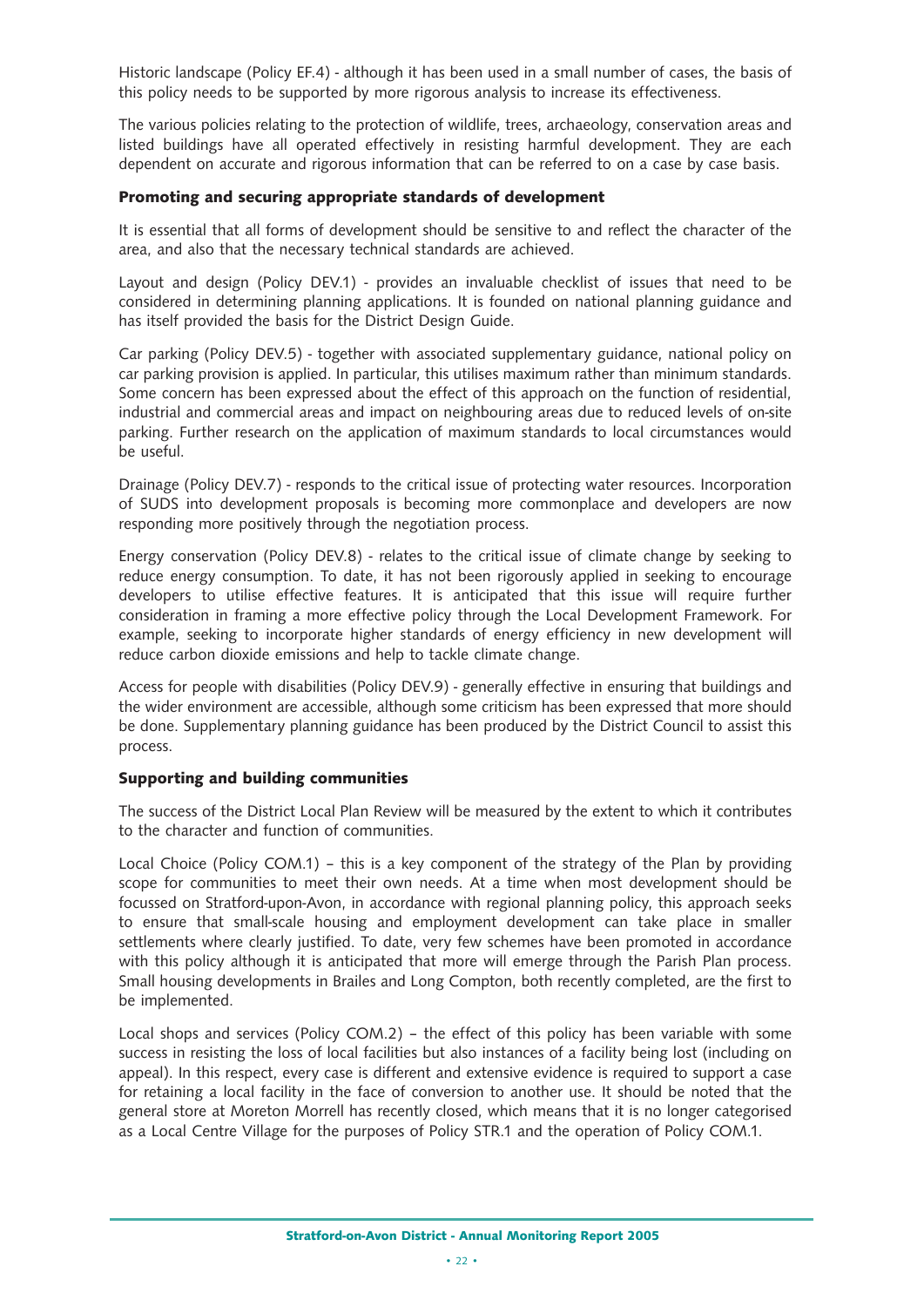Historic landscape (Policy EF.4) - although it has been used in a small number of cases, the basis of this policy needs to be supported by more rigorous analysis to increase its effectiveness.

The various policies relating to the protection of wildlife, trees, archaeology, conservation areas and listed buildings have all operated effectively in resisting harmful development. They are each dependent on accurate and rigorous information that can be referred to on a case by case basis.

### Promoting and securing appropriate standards of development

It is essential that all forms of development should be sensitive to and reflect the character of the area, and also that the necessary technical standards are achieved.

Layout and design (Policy DEV.1) - provides an invaluable checklist of issues that need to be considered in determining planning applications. It is founded on national planning guidance and has itself provided the basis for the District Design Guide.

Car parking (Policy DEV.5) - together with associated supplementary guidance, national policy on car parking provision is applied. In particular, this utilises maximum rather than minimum standards. Some concern has been expressed about the effect of this approach on the function of residential, industrial and commercial areas and impact on neighbouring areas due to reduced levels of on-site parking. Further research on the application of maximum standards to local circumstances would be useful.

Drainage (Policy DEV.7) - responds to the critical issue of protecting water resources. Incorporation of SUDS into development proposals is becoming more commonplace and developers are now responding more positively through the negotiation process.

Energy conservation (Policy DEV.8) - relates to the critical issue of climate change by seeking to reduce energy consumption. To date, it has not been rigorously applied in seeking to encourage developers to utilise effective features. It is anticipated that this issue will require further consideration in framing a more effective policy through the Local Development Framework. For example, seeking to incorporate higher standards of energy efficiency in new development will reduce carbon dioxide emissions and help to tackle climate change.

Access for people with disabilities (Policy DEV.9) - generally effective in ensuring that buildings and the wider environment are accessible, although some criticism has been expressed that more should be done. Supplementary planning guidance has been produced by the District Council to assist this process.

### Supporting and building communities

The success of the District Local Plan Review will be measured by the extent to which it contributes to the character and function of communities.

Local Choice (Policy COM.1) – this is a key component of the strategy of the Plan by providing scope for communities to meet their own needs. At a time when most development should be focussed on Stratford-upon-Avon, in accordance with regional planning policy, this approach seeks to ensure that small-scale housing and employment development can take place in smaller settlements where clearly justified. To date, very few schemes have been promoted in accordance with this policy although it is anticipated that more will emerge through the Parish Plan process. Small housing developments in Brailes and Long Compton, both recently completed, are the first to be implemented.

Local shops and services (Policy COM.2) – the effect of this policy has been variable with some success in resisting the loss of local facilities but also instances of a facility being lost (including on appeal). In this respect, every case is different and extensive evidence is required to support a case for retaining a local facility in the face of conversion to another use. It should be noted that the general store at Moreton Morrell has recently closed, which means that it is no longer categorised as a Local Centre Village for the purposes of Policy STR.1 and the operation of Policy COM.1.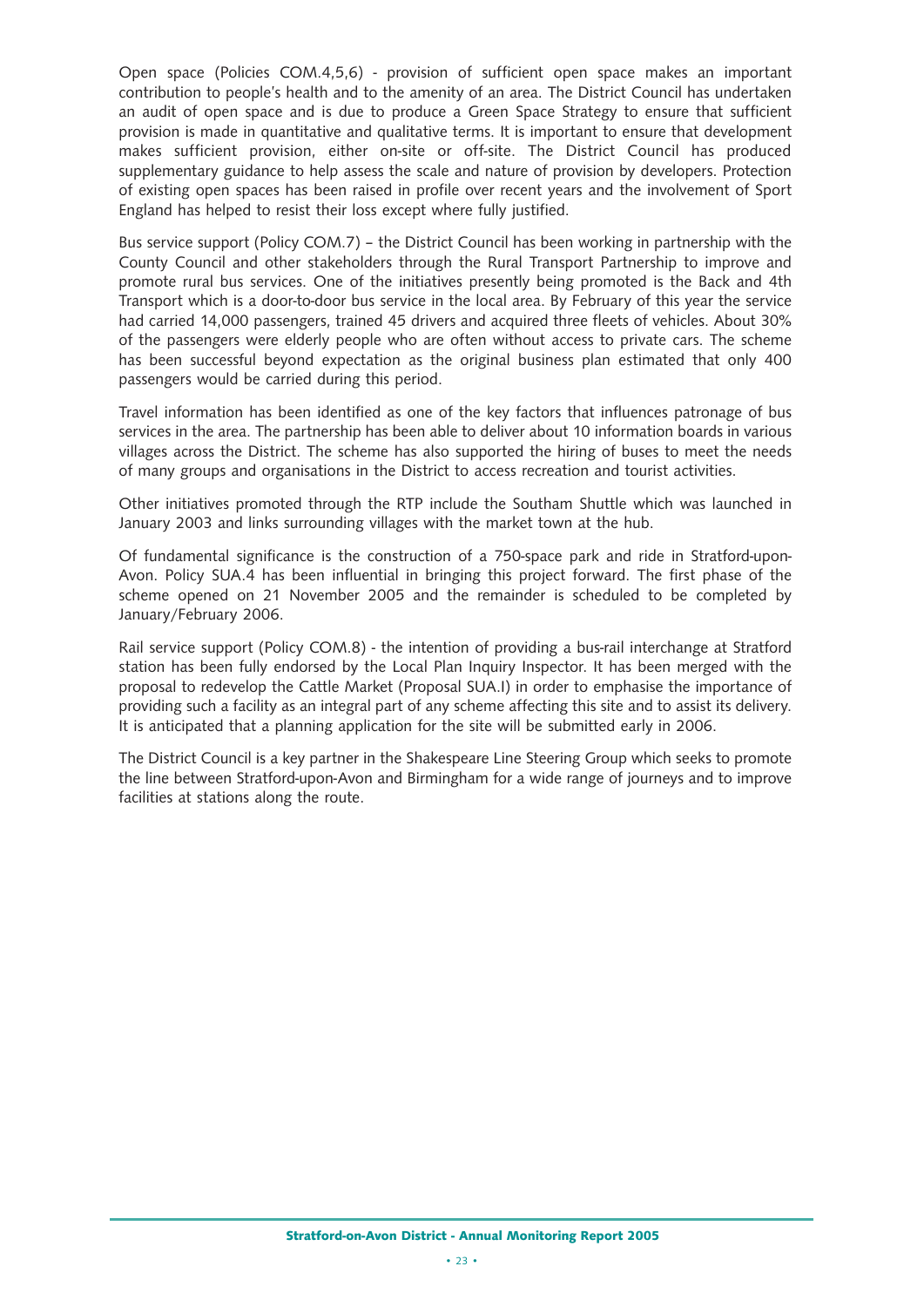Open space (Policies COM.4,5,6) - provision of sufficient open space makes an important contribution to people's health and to the amenity of an area. The District Council has undertaken an audit of open space and is due to produce a Green Space Strategy to ensure that sufficient provision is made in quantitative and qualitative terms. It is important to ensure that development makes sufficient provision, either on-site or off-site. The District Council has produced supplementary guidance to help assess the scale and nature of provision by developers. Protection of existing open spaces has been raised in profile over recent years and the involvement of Sport England has helped to resist their loss except where fully justified.

Bus service support (Policy COM.7) – the District Council has been working in partnership with the County Council and other stakeholders through the Rural Transport Partnership to improve and promote rural bus services. One of the initiatives presently being promoted is the Back and 4th Transport which is a door-to-door bus service in the local area. By February of this year the service had carried 14,000 passengers, trained 45 drivers and acquired three fleets of vehicles. About 30% of the passengers were elderly people who are often without access to private cars. The scheme has been successful beyond expectation as the original business plan estimated that only 400 passengers would be carried during this period.

Travel information has been identified as one of the key factors that influences patronage of bus services in the area. The partnership has been able to deliver about 10 information boards in various villages across the District. The scheme has also supported the hiring of buses to meet the needs of many groups and organisations in the District to access recreation and tourist activities.

Other initiatives promoted through the RTP include the Southam Shuttle which was launched in January 2003 and links surrounding villages with the market town at the hub.

Of fundamental significance is the construction of a 750-space park and ride in Stratford-upon-Avon. Policy SUA.4 has been influential in bringing this project forward. The first phase of the scheme opened on 21 November 2005 and the remainder is scheduled to be completed by January/February 2006.

Rail service support (Policy COM.8) - the intention of providing a bus-rail interchange at Stratford station has been fully endorsed by the Local Plan Inquiry Inspector. It has been merged with the proposal to redevelop the Cattle Market (Proposal SUA.I) in order to emphasise the importance of providing such a facility as an integral part of any scheme affecting this site and to assist its delivery. It is anticipated that a planning application for the site will be submitted early in 2006.

The District Council is a key partner in the Shakespeare Line Steering Group which seeks to promote the line between Stratford-upon-Avon and Birmingham for a wide range of journeys and to improve facilities at stations along the route.